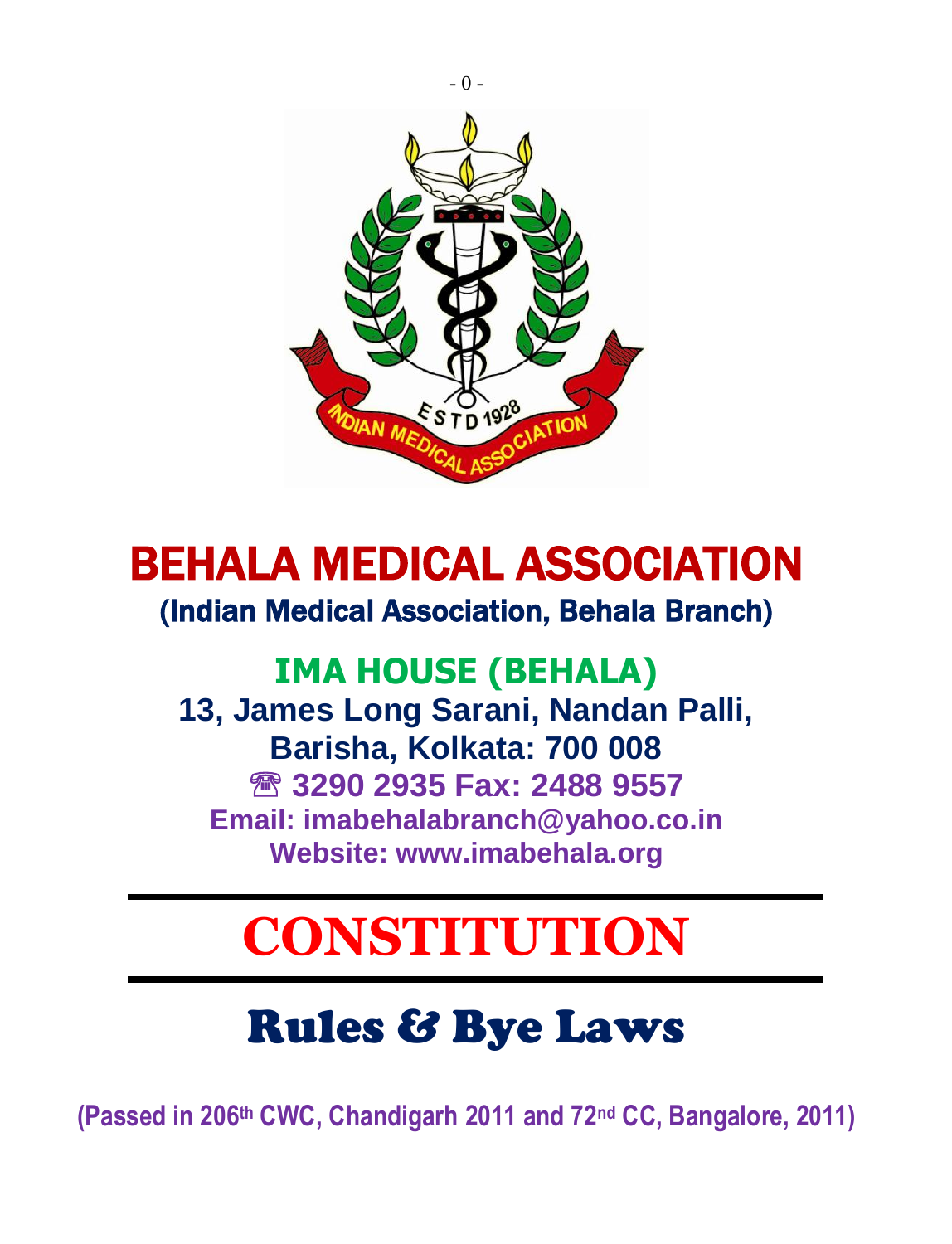# BEHALA MEDICAL ASSOCIATION

## (Indian Medical Association, Behala Branch)

## IMA HOUSE (BEHALA)

**13, James Long Sarani, Nandan Palli,**
**Barisha, Kolkata: 700 008**
**☎ 3290 2935 Fax: 2488 9557**
**Email: imabehalabranch@yahoo.co.in**
**Website: www.imabehala.org**

# CONSTITUTION

## Rules & Bye Laws

**(Passed in 206th CWC, Chandigarh 2011 and 72nd CC, Bangalore, 2011)**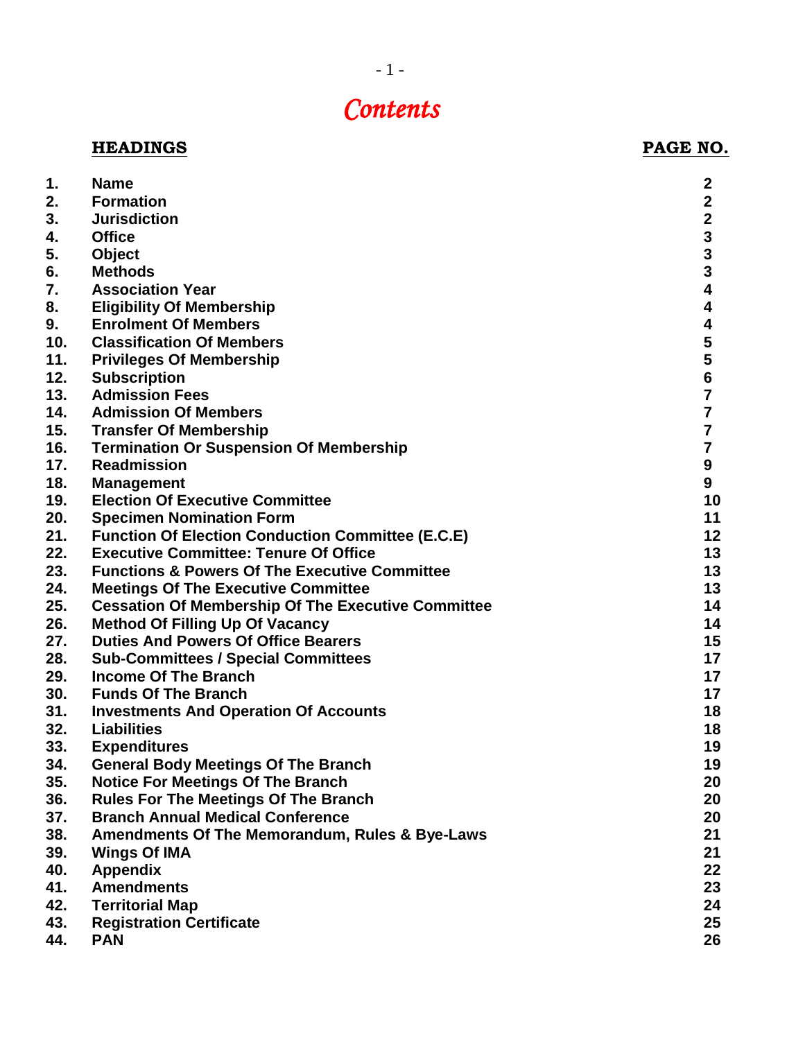# *Contents*

| | HEADINGS | PAGE NO. |
|---|---|---|
| 1. | **Name** | **2** |
| 2. | **Formation** | **2** |
| 3. | **Jurisdiction** | **2** |
| 4. | **Office** | **3** |
| 5. | **Object** | **3** |
| 6. | **Methods** | **3** |
| 7. | **Association Year** | **4** |
| 8. | **Eligibility Of Membership** | **4** |
| 9. | **Enrolment Of Members** | **4** |
| 10. | **Classification Of Members** | **5** |
| 11. | **Privileges Of Membership** | **5** |
| 12. | **Subscription** | **6** |
| 13. | **Admission Fees** | **7** |
| 14. | **Admission Of Members** | **7** |
| 15. | **Transfer Of Membership** | **7** |
| 16. | **Termination Or Suspension Of Membership** | **7** |
| 17. | **Readmission** | **9** |
| 18. | **Management** | **9** |
| 19. | **Election Of Executive Committee** | **10** |
| 20. | **Specimen Nomination Form** | **11** |
| 21. | **Function Of Election Conduction Committee (E.C.E)** | **12** |
| 22. | **Executive Committee: Tenure Of Office** | **13** |
| 23. | **Functions & Powers Of The Executive Committee** | **13** |
| 24. | **Meetings Of The Executive Committee** | **13** |
| 25. | **Cessation Of Membership Of The Executive Committee** | **14** |
| 26. | **Method Of Filling Up Of Vacancy** | **14** |
| 27. | **Duties And Powers Of Office Bearers** | **15** |
| 28. | **Sub-Committees / Special Committees** | **17** |
| 29. | **Income Of The Branch** | **17** |
| 30. | **Funds Of The Branch** | **17** |
| 31. | **Investments And Operation Of Accounts** | **18** |
| 32. | **Liabilities** | **18** |
| 33. | **Expenditures** | **19** |
| 34. | **General Body Meetings Of The Branch** | **19** |
| 35. | **Notice For Meetings Of The Branch** | **20** |
| 36. | **Rules For The Meetings Of The Branch** | **20** |
| 37. | **Branch Annual Medical Conference** | **20** |
| 38. | **Amendments Of The Memorandum, Rules & Bye-Laws** | **21** |
| 39. | **Wings Of IMA** | **21** |
| 40. | **Appendix** | **22** |
| 41. | **Amendments** | **23** |
| 42. | **Territorial Map** | **24** |
| 43. | **Registration Certificate** | **25** |
| 44. | **PAN** | **26** |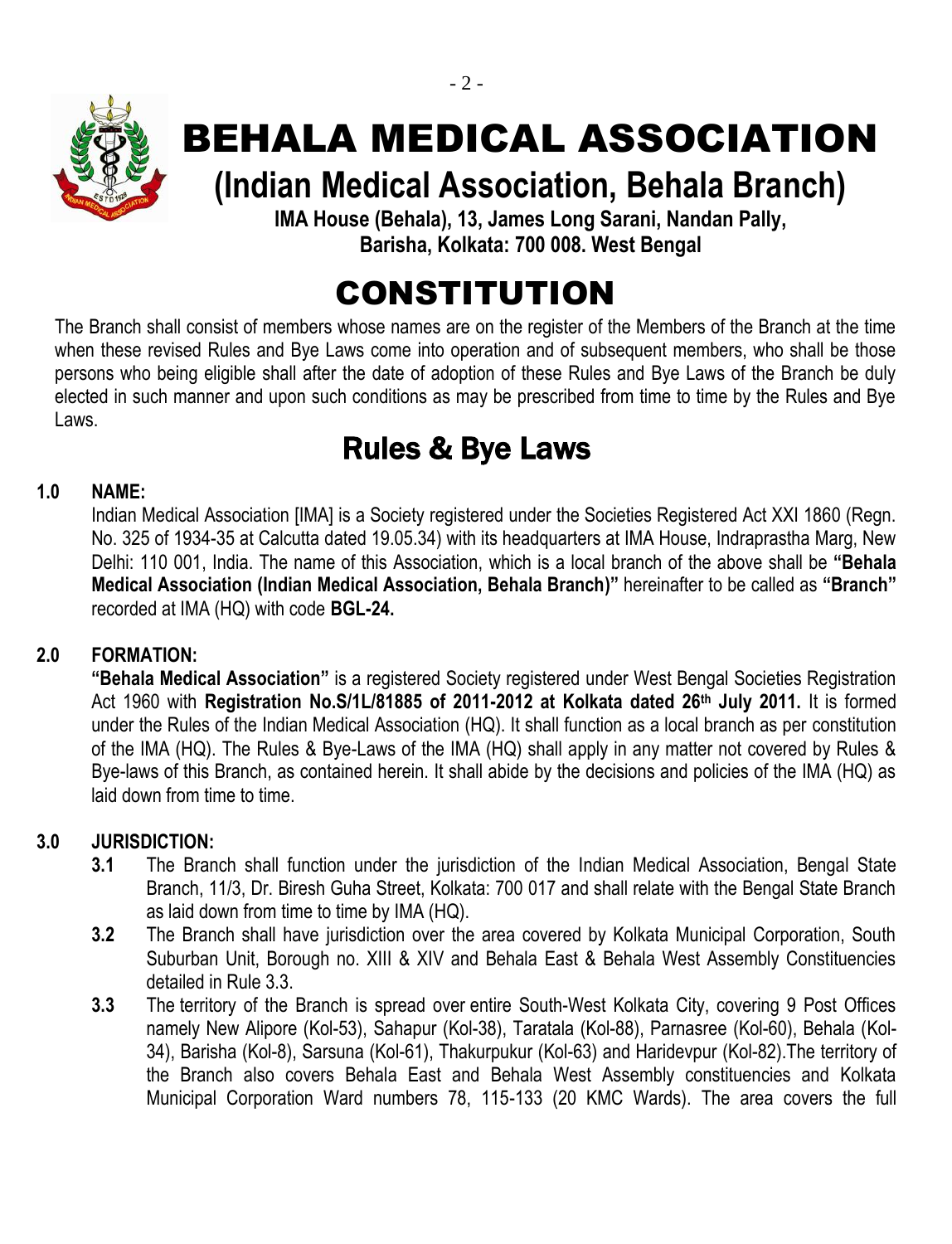# BEHALA MEDICAL ASSOCIATION

## (Indian Medical Association, Behala Branch)

**IMA House (Behala), 13, James Long Sarani, Nandan Pally, Barisha, Kolkata: 700 008. West Bengal**

# CONSTITUTION

The Branch shall consist of members whose names are on the register of the Members of the Branch at the time when these revised Rules and Bye Laws come into operation and of subsequent members, who shall be those persons who being eligible shall after the date of adoption of these Rules and Bye Laws of the Branch be duly elected in such manner and upon such conditions as may be prescribed from time to time by the Rules and Bye Laws.

# Rules & Bye Laws

**1.0 NAME:**

Indian Medical Association [IMA] is a Society registered under the Societies Registered Act XXI 1860 (Regn. No. 325 of 1934-35 at Calcutta dated 19.05.34) with its headquarters at IMA House, Indraprastha Marg, New Delhi: 110 001, India. The name of this Association, which is a local branch of the above shall be **"Behala Medical Association (Indian Medical Association, Behala Branch)"** hereinafter to be called as **"Branch"** recorded at IMA (HQ) with code **BGL-24.**

**2.0 FORMATION:**

**"Behala Medical Association"** is a registered Society registered under West Bengal Societies Registration Act 1960 with **Registration No.S/1L/81885 of 2011-2012 at Kolkata dated 26th July 2011.** It is formed under the Rules of the Indian Medical Association (HQ). It shall function as a local branch as per constitution of the IMA (HQ). The Rules & Bye-Laws of the IMA (HQ) shall apply in any matter not covered by Rules & Bye-laws of this Branch, as contained herein. It shall abide by the decisions and policies of the IMA (HQ) as laid down from time to time.

**3.0 JURISDICTION:**

**3.1** The Branch shall function under the jurisdiction of the Indian Medical Association, Bengal State Branch, 11/3, Dr. Biresh Guha Street, Kolkata: 700 017 and shall relate with the Bengal State Branch as laid down from time to time by IMA (HQ).

**3.2** The Branch shall have jurisdiction over the area covered by Kolkata Municipal Corporation, South Suburban Unit, Borough no. XIII & XIV and Behala East & Behala West Assembly Constituencies detailed in Rule 3.3.

**3.3** The territory of the Branch is spread over entire South-West Kolkata City, covering 9 Post Offices namely New Alipore (Kol-53), Sahapur (Kol-38), Taratala (Kol-88), Parnasree (Kol-60), Behala (Kol-34), Barisha (Kol-8), Sarsuna (Kol-61), Thakurpukur (Kol-63) and Haridevpur (Kol-82).The territory of the Branch also covers Behala East and Behala West Assembly constituencies and Kolkata Municipal Corporation Ward numbers 78, 115-133 (20 KMC Wards). The area covers the full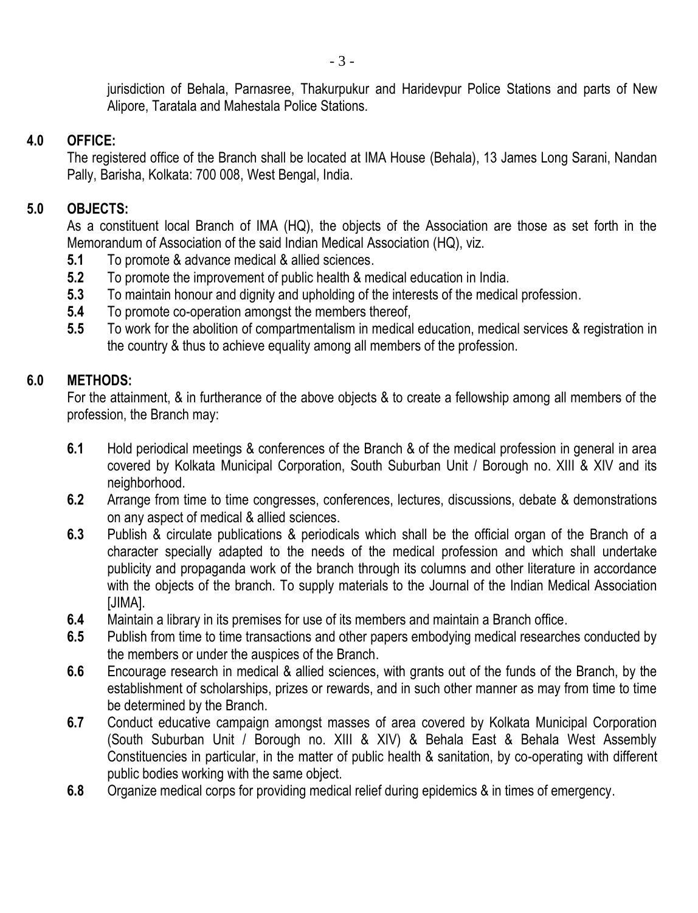jurisdiction of Behala, Parnasree, Thakurpukur and Haridevpur Police Stations and parts of New Alipore, Taratala and Mahestala Police Stations.

## 4.0 OFFICE:

The registered office of the Branch shall be located at IMA House (Behala), 13 James Long Sarani, Nandan Pally, Barisha, Kolkata: 700 008, West Bengal, India.

## 5.0 OBJECTS:

As a constituent local Branch of IMA (HQ), the objects of the Association are those as set forth in the Memorandum of Association of the said Indian Medical Association (HQ), viz.

- **5.1** To promote & advance medical & allied sciences.
- **5.2** To promote the improvement of public health & medical education in India.
- **5.3** To maintain honour and dignity and upholding of the interests of the medical profession.
- **5.4** To promote co-operation amongst the members thereof,
- **5.5** To work for the abolition of compartmentalism in medical education, medical services & registration in the country & thus to achieve equality among all members of the profession.

## 6.0 METHODS:

For the attainment, & in furtherance of the above objects & to create a fellowship among all members of the profession, the Branch may:

- **6.1** Hold periodical meetings & conferences of the Branch & of the medical profession in general in area covered by Kolkata Municipal Corporation, South Suburban Unit / Borough no. XIII & XIV and its neighborhood.
- **6.2** Arrange from time to time congresses, conferences, lectures, discussions, debate & demonstrations on any aspect of medical & allied sciences.
- **6.3** Publish & circulate publications & periodicals which shall be the official organ of the Branch of a character specially adapted to the needs of the medical profession and which shall undertake publicity and propaganda work of the branch through its columns and other literature in accordance with the objects of the branch. To supply materials to the Journal of the Indian Medical Association [JIMA].
- **6.4** Maintain a library in its premises for use of its members and maintain a Branch office.
- **6.5** Publish from time to time transactions and other papers embodying medical researches conducted by the members or under the auspices of the Branch.
- **6.6** Encourage research in medical & allied sciences, with grants out of the funds of the Branch, by the establishment of scholarships, prizes or rewards, and in such other manner as may from time to time be determined by the Branch.
- **6.7** Conduct educative campaign amongst masses of area covered by Kolkata Municipal Corporation (South Suburban Unit / Borough no. XIII & XIV) & Behala East & Behala West Assembly Constituencies in particular, in the matter of public health & sanitation, by co-operating with different public bodies working with the same object.
- **6.8** Organize medical corps for providing medical relief during epidemics & in times of emergency.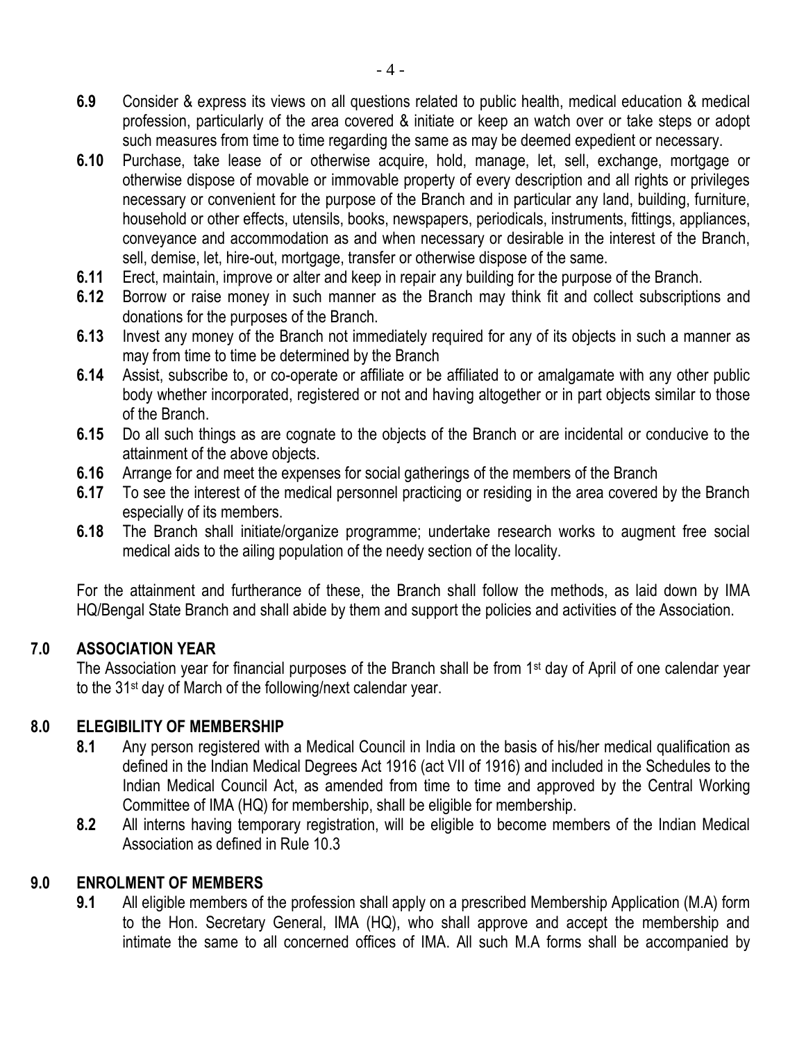**6.9** Consider & express its views on all questions related to public health, medical education & medical profession, particularly of the area covered & initiate or keep an watch over or take steps or adopt such measures from time to time regarding the same as may be deemed expedient or necessary.

**6.10** Purchase, take lease of or otherwise acquire, hold, manage, let, sell, exchange, mortgage or otherwise dispose of movable or immovable property of every description and all rights or privileges necessary or convenient for the purpose of the Branch and in particular any land, building, furniture, household or other effects, utensils, books, newspapers, periodicals, instruments, fittings, appliances, conveyance and accommodation as and when necessary or desirable in the interest of the Branch, sell, demise, let, hire-out, mortgage, transfer or otherwise dispose of the same.

**6.11** Erect, maintain, improve or alter and keep in repair any building for the purpose of the Branch.

**6.12** Borrow or raise money in such manner as the Branch may think fit and collect subscriptions and donations for the purposes of the Branch.

**6.13** Invest any money of the Branch not immediately required for any of its objects in such a manner as may from time to time be determined by the Branch

**6.14** Assist, subscribe to, or co-operate or affiliate or be affiliated to or amalgamate with any other public body whether incorporated, registered or not and having altogether or in part objects similar to those of the Branch.

**6.15** Do all such things as are cognate to the objects of the Branch or are incidental or conducive to the attainment of the above objects.

**6.16** Arrange for and meet the expenses for social gatherings of the members of the Branch

**6.17** To see the interest of the medical personnel practicing or residing in the area covered by the Branch especially of its members.

**6.18** The Branch shall initiate/organize programme; undertake research works to augment free social medical aids to the ailing population of the needy section of the locality.

For the attainment and furtherance of these, the Branch shall follow the methods, as laid down by IMA HQ/Bengal State Branch and shall abide by them and support the policies and activities of the Association.

## 7.0 ASSOCIATION YEAR

The Association year for financial purposes of the Branch shall be from 1st day of April of one calendar year to the 31st day of March of the following/next calendar year.

## 8.0 ELEGIBILITY OF MEMBERSHIP

**8.1** Any person registered with a Medical Council in India on the basis of his/her medical qualification as defined in the Indian Medical Degrees Act 1916 (act VII of 1916) and included in the Schedules to the Indian Medical Council Act, as amended from time to time and approved by the Central Working Committee of IMA (HQ) for membership, shall be eligible for membership.

**8.2** All interns having temporary registration, will be eligible to become members of the Indian Medical Association as defined in Rule 10.3

## 9.0 ENROLMENT OF MEMBERS

**9.1** All eligible members of the profession shall apply on a prescribed Membership Application (M.A) form to the Hon. Secretary General, IMA (HQ), who shall approve and accept the membership and intimate the same to all concerned offices of IMA. All such M.A forms shall be accompanied by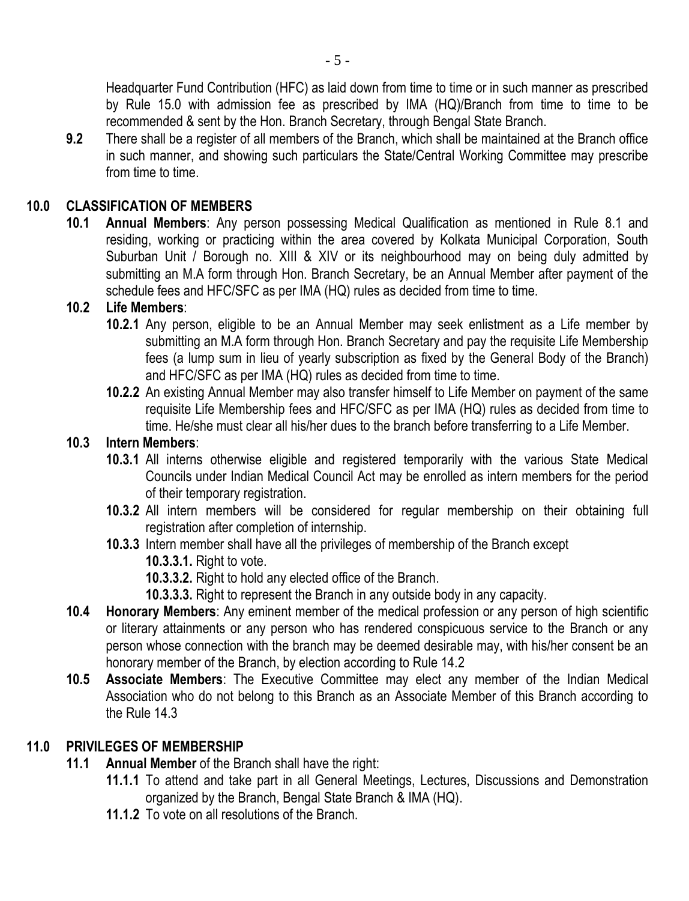Headquarter Fund Contribution (HFC) as laid down from time to time or in such manner as prescribed by Rule 15.0 with admission fee as prescribed by IMA (HQ)/Branch from time to time to be recommended & sent by the Hon. Branch Secretary, through Bengal State Branch.

**9.2** There shall be a register of all members of the Branch, which shall be maintained at the Branch office in such manner, and showing such particulars the State/Central Working Committee may prescribe from time to time.

## 10.0 CLASSIFICATION OF MEMBERS

**10.1** **Annual Members**: Any person possessing Medical Qualification as mentioned in Rule 8.1 and residing, working or practicing within the area covered by Kolkata Municipal Corporation, South Suburban Unit / Borough no. XIII & XIV or its neighbourhood may on being duly admitted by submitting an M.A form through Hon. Branch Secretary, be an Annual Member after payment of the schedule fees and HFC/SFC as per IMA (HQ) rules as decided from time to time.

**10.2** **Life Members**:

**10.2.1** Any person, eligible to be an Annual Member may seek enlistment as a Life member by submitting an M.A form through Hon. Branch Secretary and pay the requisite Life Membership fees (a lump sum in lieu of yearly subscription as fixed by the General Body of the Branch) and HFC/SFC as per IMA (HQ) rules as decided from time to time.

**10.2.2** An existing Annual Member may also transfer himself to Life Member on payment of the same requisite Life Membership fees and HFC/SFC as per IMA (HQ) rules as decided from time to time. He/she must clear all his/her dues to the branch before transferring to a Life Member.

**10.3** **Intern Members**:

**10.3.1** All interns otherwise eligible and registered temporarily with the various State Medical Councils under Indian Medical Council Act may be enrolled as intern members for the period of their temporary registration.

**10.3.2** All intern members will be considered for regular membership on their obtaining full registration after completion of internship.

**10.3.3** Intern member shall have all the privileges of membership of the Branch except

**10.3.3.1.** Right to vote.

**10.3.3.2.** Right to hold any elected office of the Branch.

**10.3.3.3.** Right to represent the Branch in any outside body in any capacity.

**10.4** **Honorary Members**: Any eminent member of the medical profession or any person of high scientific or literary attainments or any person who has rendered conspicuous service to the Branch or any person whose connection with the branch may be deemed desirable may, with his/her consent be an honorary member of the Branch, by election according to Rule 14.2

**10.5** **Associate Members**: The Executive Committee may elect any member of the Indian Medical Association who do not belong to this Branch as an Associate Member of this Branch according to the Rule 14.3

## 11.0 PRIVILEGES OF MEMBERSHIP

**11.1** **Annual Member** of the Branch shall have the right:

**11.1.1** To attend and take part in all General Meetings, Lectures, Discussions and Demonstration organized by the Branch, Bengal State Branch & IMA (HQ).

**11.1.2** To vote on all resolutions of the Branch.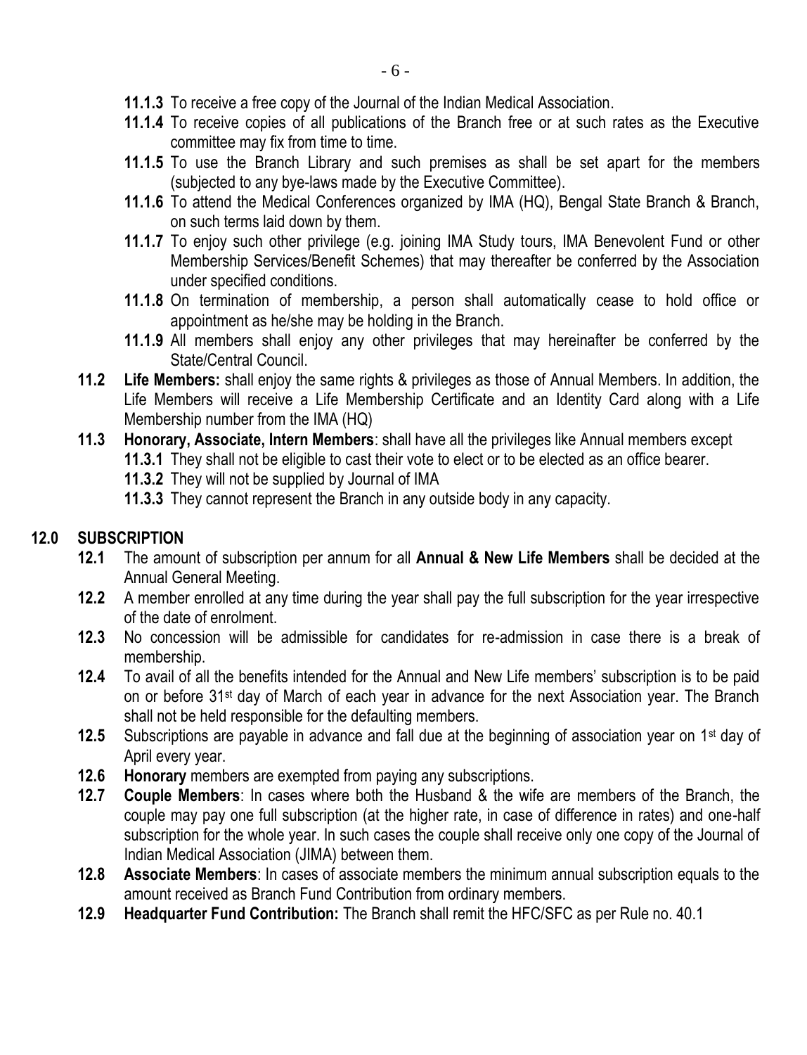**11.1.3** To receive a free copy of the Journal of the Indian Medical Association.

**11.1.4** To receive copies of all publications of the Branch free or at such rates as the Executive committee may fix from time to time.

**11.1.5** To use the Branch Library and such premises as shall be set apart for the members (subjected to any bye-laws made by the Executive Committee).

**11.1.6** To attend the Medical Conferences organized by IMA (HQ), Bengal State Branch & Branch, on such terms laid down by them.

**11.1.7** To enjoy such other privilege (e.g. joining IMA Study tours, IMA Benevolent Fund or other Membership Services/Benefit Schemes) that may thereafter be conferred by the Association under specified conditions.

**11.1.8** On termination of membership, a person shall automatically cease to hold office or appointment as he/she may be holding in the Branch.

**11.1.9** All members shall enjoy any other privileges that may hereinafter be conferred by the State/Central Council.

**11.2** **Life Members:** shall enjoy the same rights & privileges as those of Annual Members. In addition, the Life Members will receive a Life Membership Certificate and an Identity Card along with a Life Membership number from the IMA (HQ)

**11.3** **Honorary, Associate, Intern Members**: shall have all the privileges like Annual members except

**11.3.1** They shall not be eligible to cast their vote to elect or to be elected as an office bearer.

**11.3.2** They will not be supplied by Journal of IMA

**11.3.3** They cannot represent the Branch in any outside body in any capacity.

## 12.0 SUBSCRIPTION

**12.1** The amount of subscription per annum for all **Annual & New Life Members** shall be decided at the Annual General Meeting.

**12.2** A member enrolled at any time during the year shall pay the full subscription for the year irrespective of the date of enrolment.

**12.3** No concession will be admissible for candidates for re-admission in case there is a break of membership.

**12.4** To avail of all the benefits intended for the Annual and New Life members' subscription is to be paid on or before 31st day of March of each year in advance for the next Association year. The Branch shall not be held responsible for the defaulting members.

**12.5** Subscriptions are payable in advance and fall due at the beginning of association year on 1st day of April every year.

**12.6** **Honorary** members are exempted from paying any subscriptions.

**12.7** **Couple Members**: In cases where both the Husband & the wife are members of the Branch, the couple may pay one full subscription (at the higher rate, in case of difference in rates) and one-half subscription for the whole year. In such cases the couple shall receive only one copy of the Journal of Indian Medical Association (JIMA) between them.

**12.8** **Associate Members**: In cases of associate members the minimum annual subscription equals to the amount received as Branch Fund Contribution from ordinary members.

**12.9** **Headquarter Fund Contribution:** The Branch shall remit the HFC/SFC as per Rule no. 40.1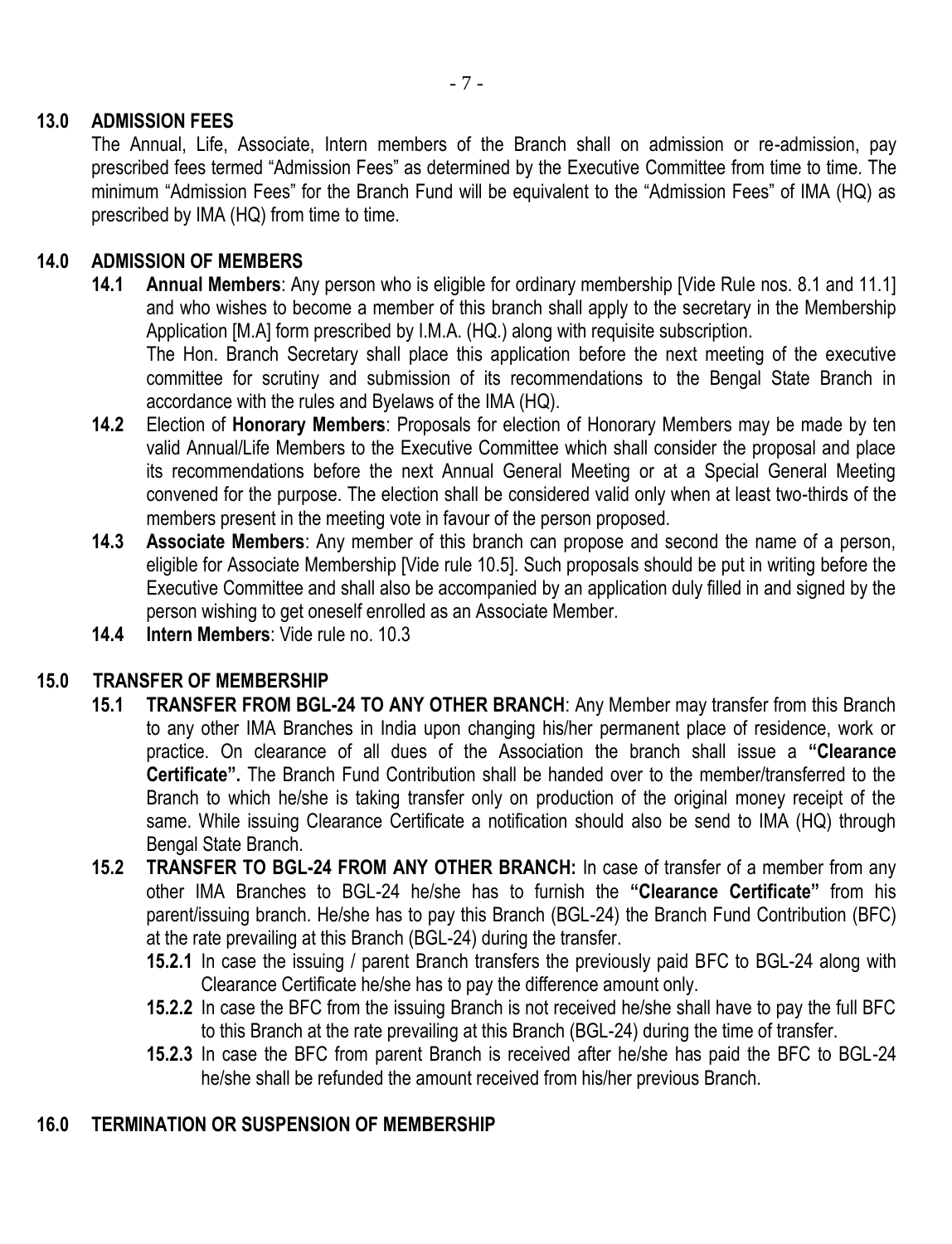## 13.0 ADMISSION FEES

The Annual, Life, Associate, Intern members of the Branch shall on admission or re-admission, pay prescribed fees termed "Admission Fees" as determined by the Executive Committee from time to time. The minimum "Admission Fees" for the Branch Fund will be equivalent to the "Admission Fees" of IMA (HQ) as prescribed by IMA (HQ) from time to time.

## 14.0 ADMISSION OF MEMBERS

**14.1 Annual Members**: Any person who is eligible for ordinary membership [Vide Rule nos. 8.1 and 11.1] and who wishes to become a member of this branch shall apply to the secretary in the Membership Application [M.A] form prescribed by I.M.A. (HQ.) along with requisite subscription.

The Hon. Branch Secretary shall place this application before the next meeting of the executive committee for scrutiny and submission of its recommendations to the Bengal State Branch in accordance with the rules and Byelaws of the IMA (HQ).

**14.2** Election of **Honorary Members**: Proposals for election of Honorary Members may be made by ten valid Annual/Life Members to the Executive Committee which shall consider the proposal and place its recommendations before the next Annual General Meeting or at a Special General Meeting convened for the purpose. The election shall be considered valid only when at least two-thirds of the members present in the meeting vote in favour of the person proposed.

**14.3 Associate Members**: Any member of this branch can propose and second the name of a person, eligible for Associate Membership [Vide rule 10.5]. Such proposals should be put in writing before the Executive Committee and shall also be accompanied by an application duly filled in and signed by the person wishing to get oneself enrolled as an Associate Member.

**14.4 Intern Members**: Vide rule no. 10.3

## 15.0 TRANSFER OF MEMBERSHIP

**15.1 TRANSFER FROM BGL-24 TO ANY OTHER BRANCH**: Any Member may transfer from this Branch to any other IMA Branches in India upon changing his/her permanent place of residence, work or practice. On clearance of all dues of the Association the branch shall issue a **"Clearance Certificate".** The Branch Fund Contribution shall be handed over to the member/transferred to the Branch to which he/she is taking transfer only on production of the original money receipt of the same. While issuing Clearance Certificate a notification should also be send to IMA (HQ) through Bengal State Branch.

**15.2 TRANSFER TO BGL-24 FROM ANY OTHER BRANCH:** In case of transfer of a member from any other IMA Branches to BGL-24 he/she has to furnish the **"Clearance Certificate"** from his parent/issuing branch. He/she has to pay this Branch (BGL-24) the Branch Fund Contribution (BFC) at the rate prevailing at this Branch (BGL-24) during the transfer.

**15.2.1** In case the issuing / parent Branch transfers the previously paid BFC to BGL-24 along with Clearance Certificate he/she has to pay the difference amount only.

**15.2.2** In case the BFC from the issuing Branch is not received he/she shall have to pay the full BFC to this Branch at the rate prevailing at this Branch (BGL-24) during the time of transfer.

**15.2.3** In case the BFC from parent Branch is received after he/she has paid the BFC to BGL-24 he/she shall be refunded the amount received from his/her previous Branch.

## 16.0 TERMINATION OR SUSPENSION OF MEMBERSHIP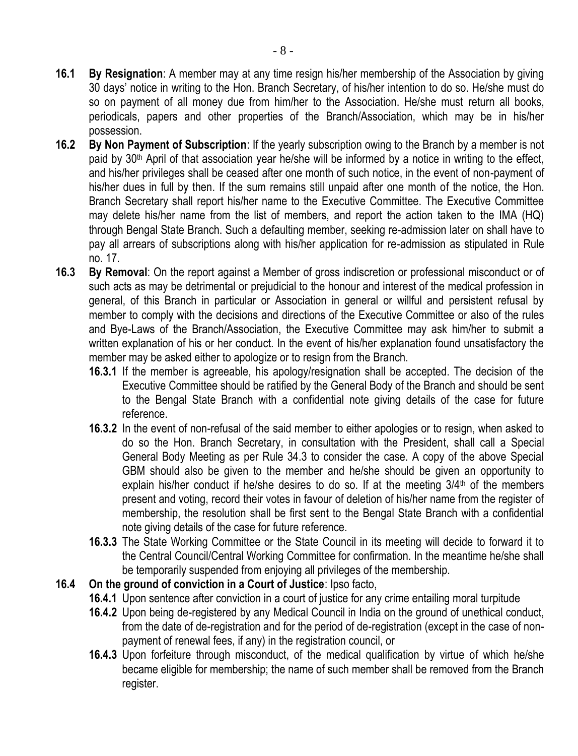**16.1 By Resignation**: A member may at any time resign his/her membership of the Association by giving 30 days' notice in writing to the Hon. Branch Secretary, of his/her intention to do so. He/she must do so on payment of all money due from him/her to the Association. He/she must return all books, periodicals, papers and other properties of the Branch/Association, which may be in his/her possession.

**16.2 By Non Payment of Subscription**: If the yearly subscription owing to the Branch by a member is not paid by 30th April of that association year he/she will be informed by a notice in writing to the effect, and his/her privileges shall be ceased after one month of such notice, in the event of non-payment of his/her dues in full by then. If the sum remains still unpaid after one month of the notice, the Hon. Branch Secretary shall report his/her name to the Executive Committee. The Executive Committee may delete his/her name from the list of members, and report the action taken to the IMA (HQ) through Bengal State Branch. Such a defaulting member, seeking re-admission later on shall have to pay all arrears of subscriptions along with his/her application for re-admission as stipulated in Rule no. 17.

**16.3 By Removal**: On the report against a Member of gross indiscretion or professional misconduct or of such acts as may be detrimental or prejudicial to the honour and interest of the medical profession in general, of this Branch in particular or Association in general or willful and persistent refusal by member to comply with the decisions and directions of the Executive Committee or also of the rules and Bye-Laws of the Branch/Association, the Executive Committee may ask him/her to submit a written explanation of his or her conduct. In the event of his/her explanation found unsatisfactory the member may be asked either to apologize or to resign from the Branch.

- **16.3.1** If the member is agreeable, his apology/resignation shall be accepted. The decision of the Executive Committee should be ratified by the General Body of the Branch and should be sent to the Bengal State Branch with a confidential note giving details of the case for future reference.
- **16.3.2** In the event of non-refusal of the said member to either apologies or to resign, when asked to do so the Hon. Branch Secretary, in consultation with the President, shall call a Special General Body Meeting as per Rule 34.3 to consider the case. A copy of the above Special GBM should also be given to the member and he/she should be given an opportunity to explain his/her conduct if he/she desires to do so. If at the meeting 3/4th of the members present and voting, record their votes in favour of deletion of his/her name from the register of membership, the resolution shall be first sent to the Bengal State Branch with a confidential note giving details of the case for future reference.
- **16.3.3** The State Working Committee or the State Council in its meeting will decide to forward it to the Central Council/Central Working Committee for confirmation. In the meantime he/she shall be temporarily suspended from enjoying all privileges of the membership.

**16.4 On the ground of conviction in a Court of Justice**: Ipso facto,

- **16.4.1** Upon sentence after conviction in a court of justice for any crime entailing moral turpitude
- **16.4.2** Upon being de-registered by any Medical Council in India on the ground of unethical conduct, from the date of de-registration and for the period of de-registration (except in the case of non-payment of renewal fees, if any) in the registration council, or
- **16.4.3** Upon forfeiture through misconduct, of the medical qualification by virtue of which he/she became eligible for membership; the name of such member shall be removed from the Branch register.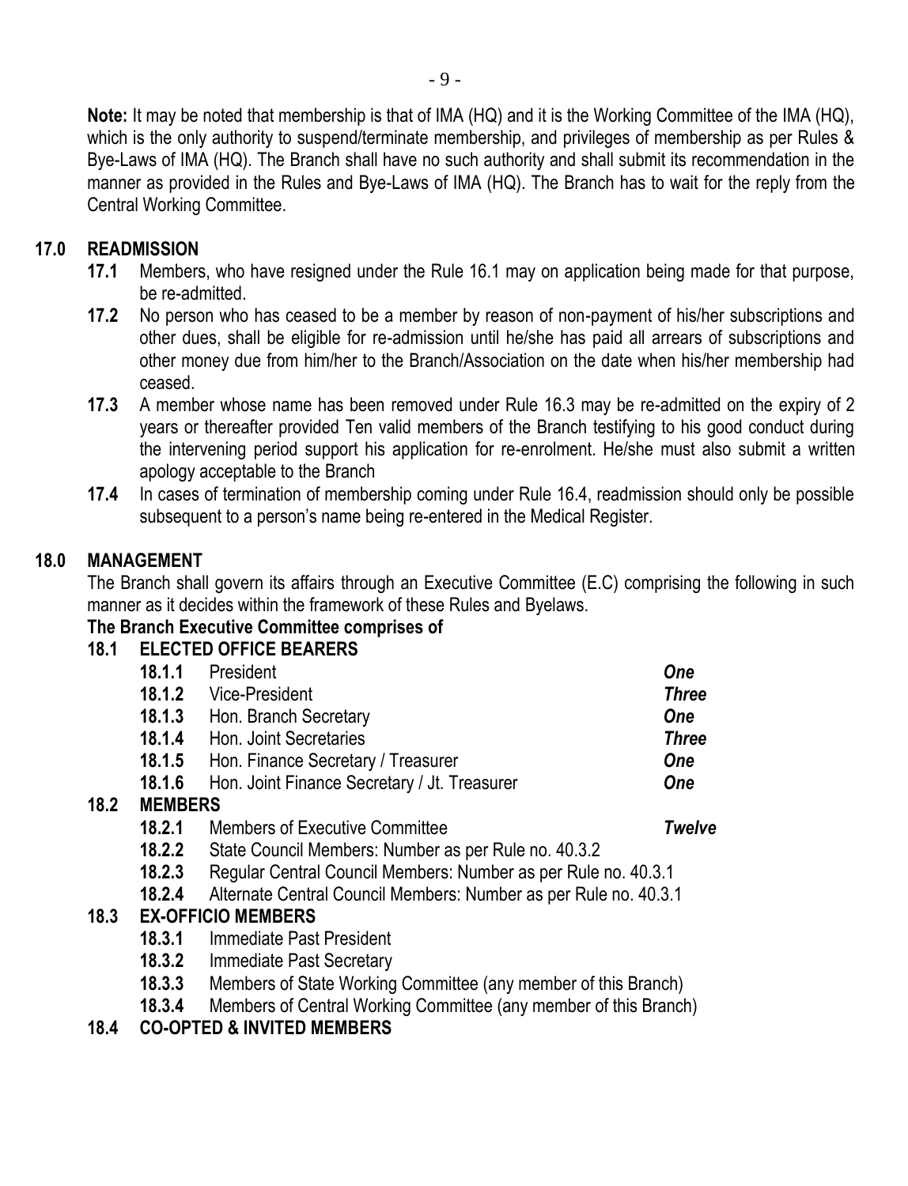**Note:** It may be noted that membership is that of IMA (HQ) and it is the Working Committee of the IMA (HQ), which is the only authority to suspend/terminate membership, and privileges of membership as per Rules & Bye-Laws of IMA (HQ). The Branch shall have no such authority and shall submit its recommendation in the manner as provided in the Rules and Bye-Laws of IMA (HQ). The Branch has to wait for the reply from the Central Working Committee.

## 17.0 READMISSION

**17.1** Members, who have resigned under the Rule 16.1 may on application being made for that purpose, be re-admitted.

**17.2** No person who has ceased to be a member by reason of non-payment of his/her subscriptions and other dues, shall be eligible for re-admission until he/she has paid all arrears of subscriptions and other money due from him/her to the Branch/Association on the date when his/her membership had ceased.

**17.3** A member whose name has been removed under Rule 16.3 may be re-admitted on the expiry of 2 years or thereafter provided Ten valid members of the Branch testifying to his good conduct during the intervening period support his application for re-enrolment. He/she must also submit a written apology acceptable to the Branch

**17.4** In cases of termination of membership coming under Rule 16.4, readmission should only be possible subsequent to a person's name being re-entered in the Medical Register.

## 18.0 MANAGEMENT

The Branch shall govern its affairs through an Executive Committee (E.C) comprising the following in such manner as it decides within the framework of these Rules and Byelaws.

**The Branch Executive Committee comprises of**

### 18.1 ELECTED OFFICE BEARERS

| | | |
|---|---|---|
| **18.1.1** | President | ***One*** |
| **18.1.2** | Vice-President | ***Three*** |
| **18.1.3** | Hon. Branch Secretary | ***One*** |
| **18.1.4** | Hon. Joint Secretaries | ***Three*** |
| **18.1.5** | Hon. Finance Secretary / Treasurer | ***One*** |
| **18.1.6** | Hon. Joint Finance Secretary / Jt. Treasurer | ***One*** |

### 18.2 MEMBERS

**18.2.1** Members of Executive Committee ***Twelve***

**18.2.2** State Council Members: Number as per Rule no. 40.3.2

**18.2.3** Regular Central Council Members: Number as per Rule no. 40.3.1

**18.2.4** Alternate Central Council Members: Number as per Rule no. 40.3.1

### 18.3 EX-OFFICIO MEMBERS

**18.3.1** Immediate Past President

**18.3.2** Immediate Past Secretary

**18.3.3** Members of State Working Committee (any member of this Branch)

**18.3.4** Members of Central Working Committee (any member of this Branch)

### 18.4 CO-OPTED & INVITED MEMBERS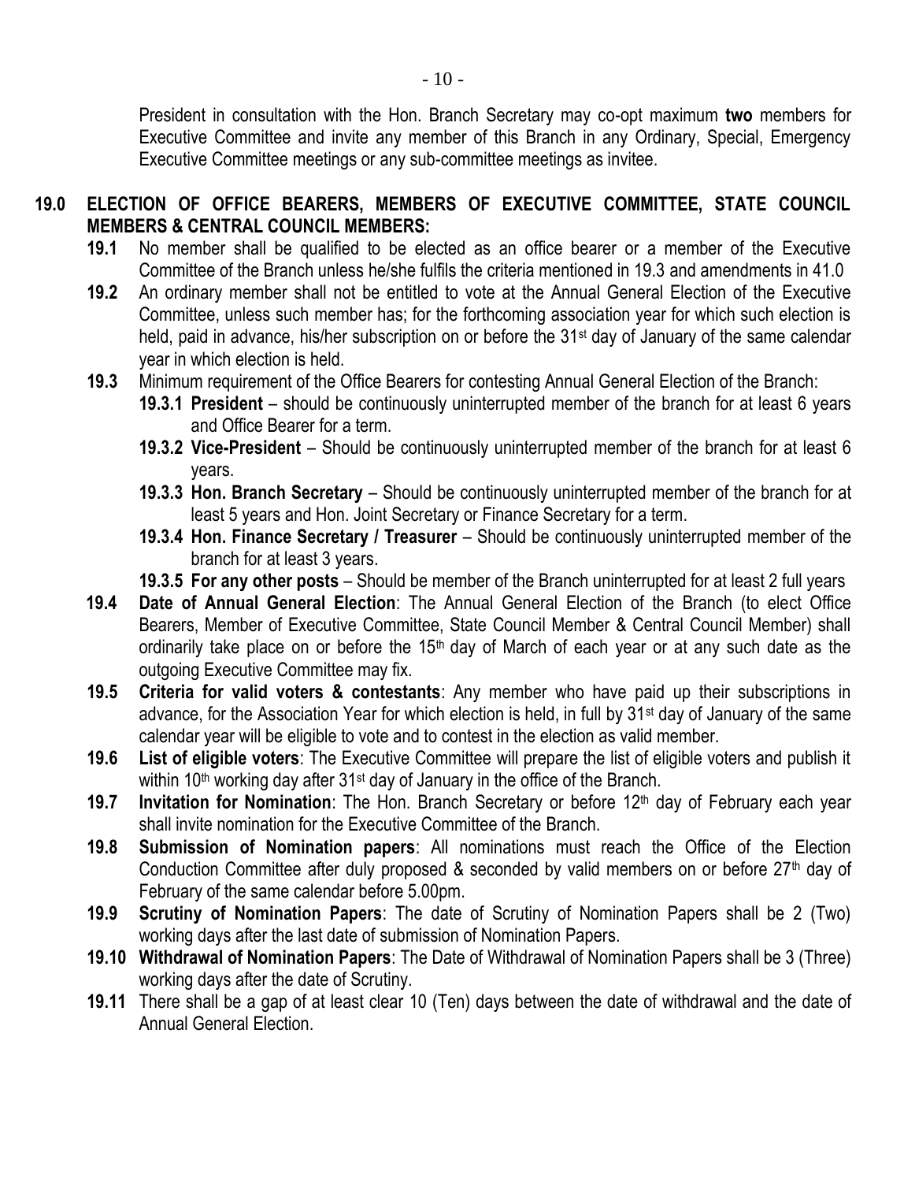President in consultation with the Hon. Branch Secretary may co-opt maximum **two** members for Executive Committee and invite any member of this Branch in any Ordinary, Special, Emergency Executive Committee meetings or any sub-committee meetings as invitee.

## 19.0 ELECTION OF OFFICE BEARERS, MEMBERS OF EXECUTIVE COMMITTEE, STATE COUNCIL MEMBERS & CENTRAL COUNCIL MEMBERS:

**19.1** No member shall be qualified to be elected as an office bearer or a member of the Executive Committee of the Branch unless he/she fulfils the criteria mentioned in 19.3 and amendments in 41.0

**19.2** An ordinary member shall not be entitled to vote at the Annual General Election of the Executive Committee, unless such member has; for the forthcoming association year for which such election is held, paid in advance, his/her subscription on or before the 31st day of January of the same calendar year in which election is held.

**19.3** Minimum requirement of the Office Bearers for contesting Annual General Election of the Branch:

- **19.3.1 President** – should be continuously uninterrupted member of the branch for at least 6 years and Office Bearer for a term.
- **19.3.2 Vice-President** – Should be continuously uninterrupted member of the branch for at least 6 years.
- **19.3.3 Hon. Branch Secretary** – Should be continuously uninterrupted member of the branch for at least 5 years and Hon. Joint Secretary or Finance Secretary for a term.
- **19.3.4 Hon. Finance Secretary / Treasurer** – Should be continuously uninterrupted member of the branch for at least 3 years.
- **19.3.5 For any other posts** – Should be member of the Branch uninterrupted for at least 2 full years

**19.4 Date of Annual General Election**: The Annual General Election of the Branch (to elect Office Bearers, Member of Executive Committee, State Council Member & Central Council Member) shall ordinarily take place on or before the 15th day of March of each year or at any such date as the outgoing Executive Committee may fix.

**19.5 Criteria for valid voters & contestants**: Any member who have paid up their subscriptions in advance, for the Association Year for which election is held, in full by 31st day of January of the same calendar year will be eligible to vote and to contest in the election as valid member.

**19.6 List of eligible voters**: The Executive Committee will prepare the list of eligible voters and publish it within 10th working day after 31st day of January in the office of the Branch.

**19.7 Invitation for Nomination**: The Hon. Branch Secretary or before 12th day of February each year shall invite nomination for the Executive Committee of the Branch.

**19.8 Submission of Nomination papers**: All nominations must reach the Office of the Election Conduction Committee after duly proposed & seconded by valid members on or before 27th day of February of the same calendar before 5.00pm.

**19.9 Scrutiny of Nomination Papers**: The date of Scrutiny of Nomination Papers shall be 2 (Two) working days after the last date of submission of Nomination Papers.

**19.10 Withdrawal of Nomination Papers**: The Date of Withdrawal of Nomination Papers shall be 3 (Three) working days after the date of Scrutiny.

**19.11** There shall be a gap of at least clear 10 (Ten) days between the date of withdrawal and the date of Annual General Election.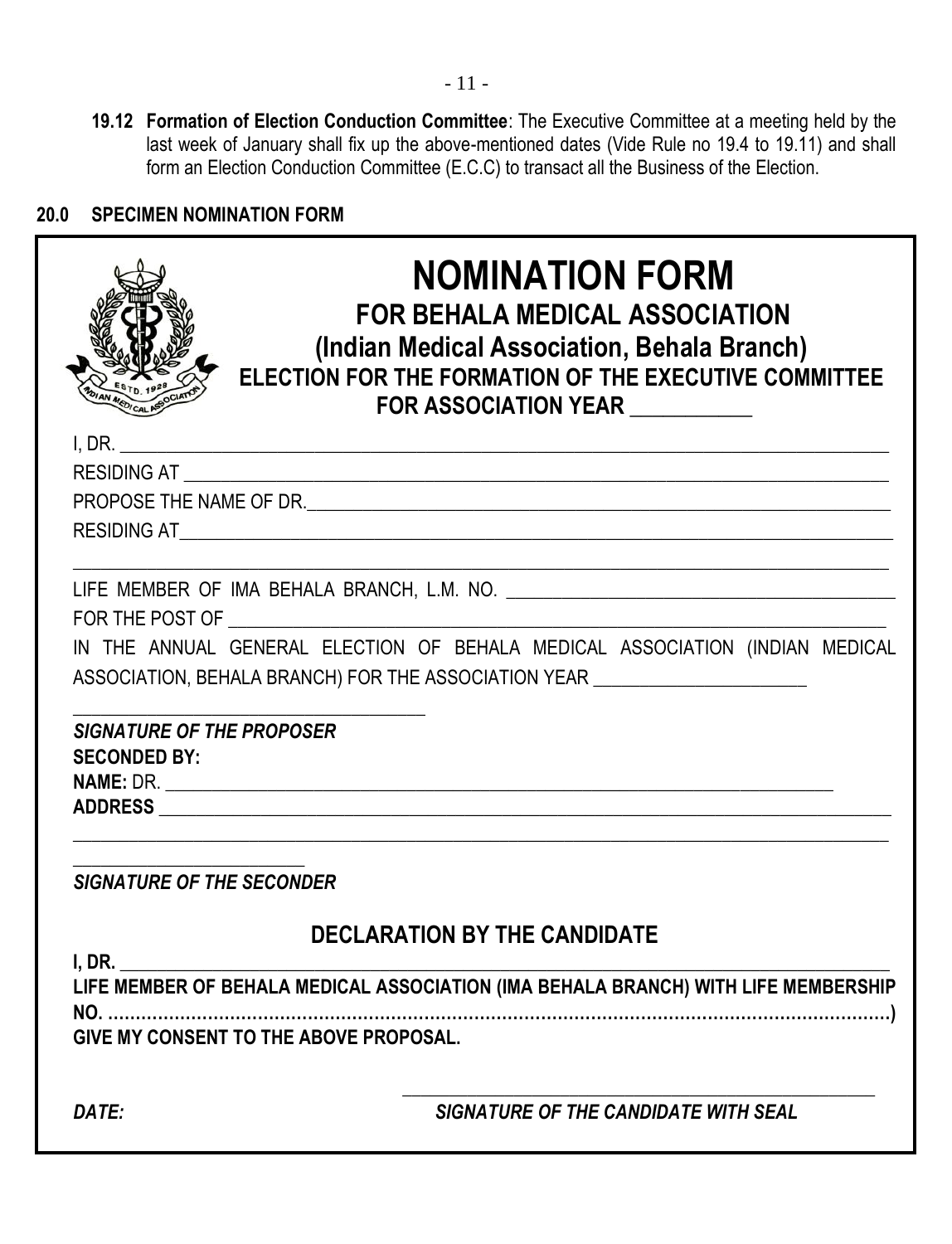**19.12 Formation of Election Conduction Committee**: The Executive Committee at a meeting held by the last week of January shall fix up the above-mentioned dates (Vide Rule no 19.4 to 19.11) and shall form an Election Conduction Committee (E.C.C) to transact all the Business of the Election.

## 20.0 SPECIMEN NOMINATION FORM

# NOMINATION FORM

## FOR BEHALA MEDICAL ASSOCIATION

## (Indian Medical Association, Behala Branch)

### ELECTION FOR THE FORMATION OF THE EXECUTIVE COMMITTEE FOR ASSOCIATION YEAR ___________

I, DR. ________________________________________________________________________________

RESIDING AT ___________________________________________________________________________

PROPOSE THE NAME OF DR.______________________________________________________________

RESIDING AT___________________________________________________________________________

_______________________________________________________________________________________

LIFE MEMBER OF IMA BEHALA BRANCH, L.M. NO. ___________________________________________

FOR THE POST OF _______________________________________________________________________

IN THE ANNUAL GENERAL ELECTION OF BEHALA MEDICAL ASSOCIATION (INDIAN MEDICAL ASSOCIATION, BEHALA BRANCH) FOR THE ASSOCIATION YEAR ______________________

____________________________________

***SIGNATURE OF THE PROPOSER***

**SECONDED BY:**

**NAME:** DR. ______________________________________________________________________

**ADDRESS** _______________________________________________________________________________

_______________________________________________________________________________________

_________________________

***SIGNATURE OF THE SECONDER***

## DECLARATION BY THE CANDIDATE

**I, DR. ______________________________________________________________________________**

**LIFE MEMBER OF BEHALA MEDICAL ASSOCIATION (IMA BEHALA BRANCH) WITH LIFE MEMBERSHIP NO. ..........................................................................................................................................)**

**GIVE MY CONSENT TO THE ABOVE PROPOSAL.**

_____________________________________________________

***DATE:*** ***SIGNATURE OF THE CANDIDATE WITH SEAL***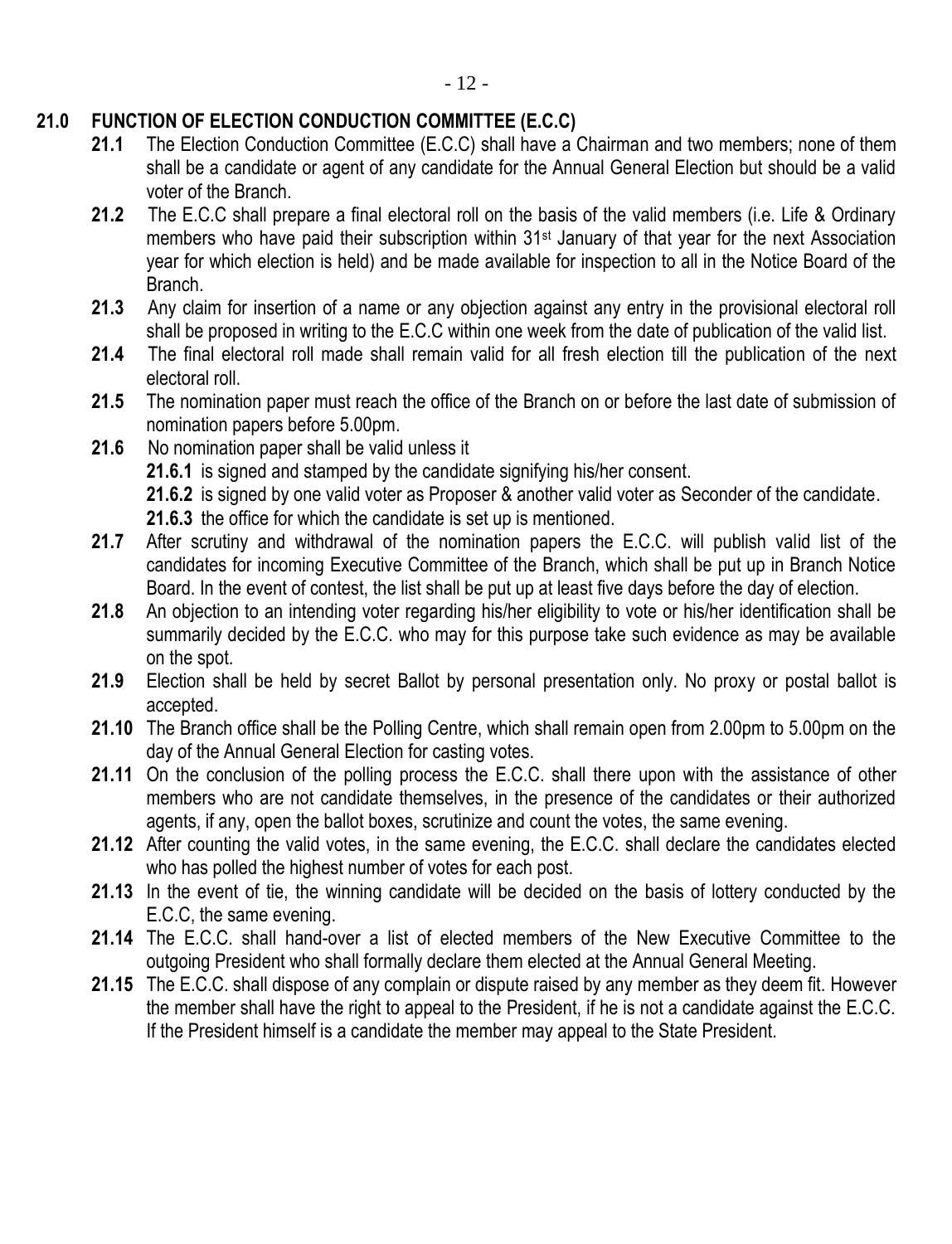## 21.0 FUNCTION OF ELECTION CONDUCTION COMMITTEE (E.C.C)

**21.1** The Election Conduction Committee (E.C.C) shall have a Chairman and two members; none of them shall be a candidate or agent of any candidate for the Annual General Election but should be a valid voter of the Branch.

**21.2** The E.C.C shall prepare a final electoral roll on the basis of the valid members (i.e. Life & Ordinary members who have paid their subscription within 31st January of that year for the next Association year for which election is held) and be made available for inspection to all in the Notice Board of the Branch.

**21.3** Any claim for insertion of a name or any objection against any entry in the provisional electoral roll shall be proposed in writing to the E.C.C within one week from the date of publication of the valid list.

**21.4** The final electoral roll made shall remain valid for all fresh election till the publication of the next electoral roll.

**21.5** The nomination paper must reach the office of the Branch on or before the last date of submission of nomination papers before 5.00pm.

**21.6** No nomination paper shall be valid unless it

- **21.6.1** is signed and stamped by the candidate signifying his/her consent.
- **21.6.2** is signed by one valid voter as Proposer & another valid voter as Seconder of the candidate.
- **21.6.3** the office for which the candidate is set up is mentioned.

**21.7** After scrutiny and withdrawal of the nomination papers the E.C.C. will publish valid list of the candidates for incoming Executive Committee of the Branch, which shall be put up in Branch Notice Board. In the event of contest, the list shall be put up at least five days before the day of election.

**21.8** An objection to an intending voter regarding his/her eligibility to vote or his/her identification shall be summarily decided by the E.C.C. who may for this purpose take such evidence as may be available on the spot.

**21.9** Election shall be held by secret Ballot by personal presentation only. No proxy or postal ballot is accepted.

**21.10** The Branch office shall be the Polling Centre, which shall remain open from 2.00pm to 5.00pm on the day of the Annual General Election for casting votes.

**21.11** On the conclusion of the polling process the E.C.C. shall there upon with the assistance of other members who are not candidate themselves, in the presence of the candidates or their authorized agents, if any, open the ballot boxes, scrutinize and count the votes, the same evening.

**21.12** After counting the valid votes, in the same evening, the E.C.C. shall declare the candidates elected who has polled the highest number of votes for each post.

**21.13** In the event of tie, the winning candidate will be decided on the basis of lottery conducted by the E.C.C, the same evening.

**21.14** The E.C.C. shall hand-over a list of elected members of the New Executive Committee to the outgoing President who shall formally declare them elected at the Annual General Meeting.

**21.15** The E.C.C. shall dispose of any complain or dispute raised by any member as they deem fit. However the member shall have the right to appeal to the President, if he is not a candidate against the E.C.C. If the President himself is a candidate the member may appeal to the State President.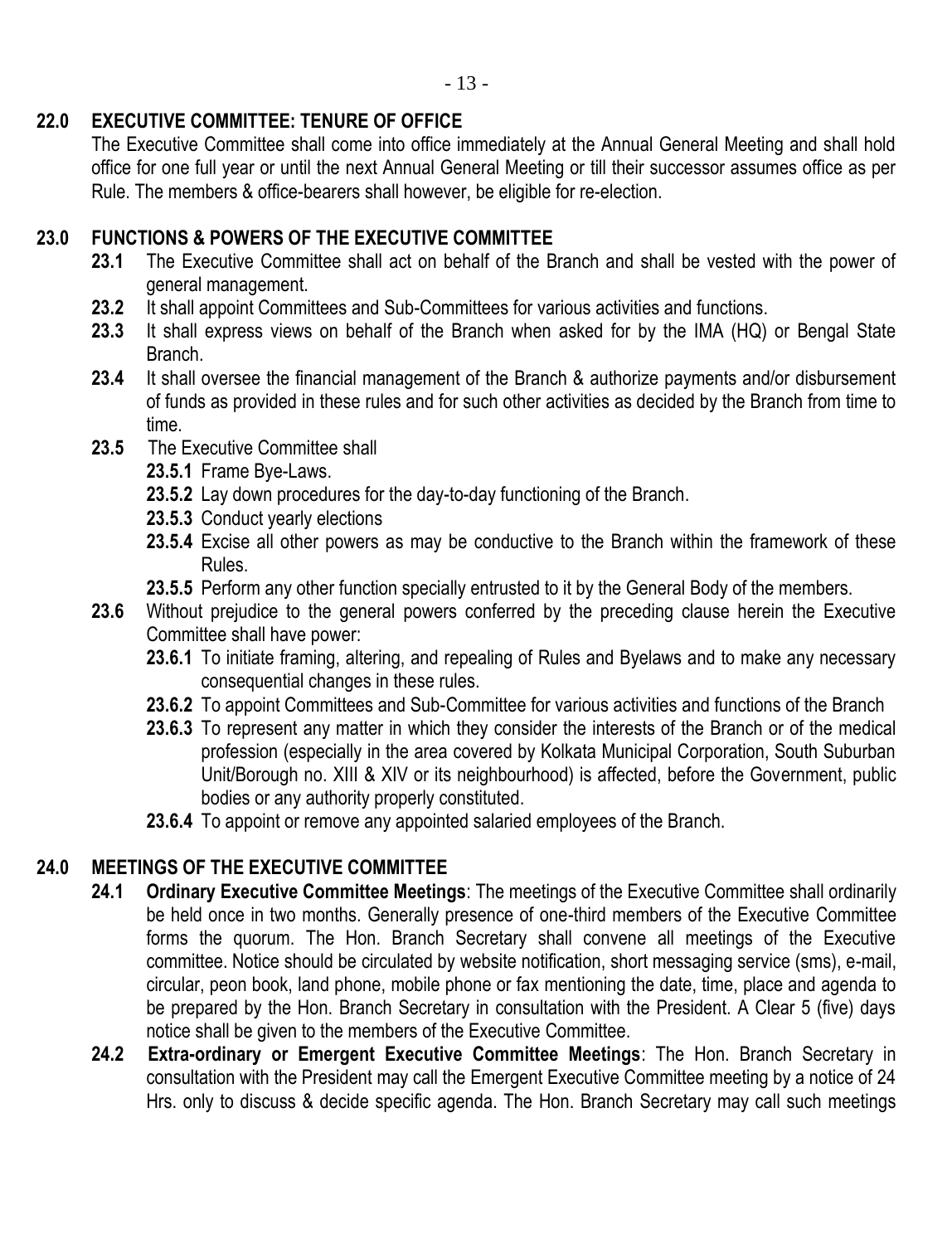## 22.0 EXECUTIVE COMMITTEE: TENURE OF OFFICE

The Executive Committee shall come into office immediately at the Annual General Meeting and shall hold office for one full year or until the next Annual General Meeting or till their successor assumes office as per Rule. The members & office-bearers shall however, be eligible for re-election.

## 23.0 FUNCTIONS & POWERS OF THE EXECUTIVE COMMITTEE

**23.1** The Executive Committee shall act on behalf of the Branch and shall be vested with the power of general management.

**23.2** It shall appoint Committees and Sub-Committees for various activities and functions.

**23.3** It shall express views on behalf of the Branch when asked for by the IMA (HQ) or Bengal State Branch.

**23.4** It shall oversee the financial management of the Branch & authorize payments and/or disbursement of funds as provided in these rules and for such other activities as decided by the Branch from time to time.

**23.5** The Executive Committee shall

- **23.5.1** Frame Bye-Laws.
- **23.5.2** Lay down procedures for the day-to-day functioning of the Branch.
- **23.5.3** Conduct yearly elections
- **23.5.4** Excise all other powers as may be conductive to the Branch within the framework of these Rules.
- **23.5.5** Perform any other function specially entrusted to it by the General Body of the members.

**23.6** Without prejudice to the general powers conferred by the preceding clause herein the Executive Committee shall have power:

- **23.6.1** To initiate framing, altering, and repealing of Rules and Byelaws and to make any necessary consequential changes in these rules.
- **23.6.2** To appoint Committees and Sub-Committee for various activities and functions of the Branch
- **23.6.3** To represent any matter in which they consider the interests of the Branch or of the medical profession (especially in the area covered by Kolkata Municipal Corporation, South Suburban Unit/Borough no. XIII & XIV or its neighbourhood) is affected, before the Government, public bodies or any authority properly constituted.
- **23.6.4** To appoint or remove any appointed salaried employees of the Branch.

## 24.0 MEETINGS OF THE EXECUTIVE COMMITTEE

**24.1** **Ordinary Executive Committee Meetings**: The meetings of the Executive Committee shall ordinarily be held once in two months. Generally presence of one-third members of the Executive Committee forms the quorum. The Hon. Branch Secretary shall convene all meetings of the Executive committee. Notice should be circulated by website notification, short messaging service (sms), e-mail, circular, peon book, land phone, mobile phone or fax mentioning the date, time, place and agenda to be prepared by the Hon. Branch Secretary in consultation with the President. A Clear 5 (five) days notice shall be given to the members of the Executive Committee.

**24.2** **Extra-ordinary or Emergent Executive Committee Meetings**: The Hon. Branch Secretary in consultation with the President may call the Emergent Executive Committee meeting by a notice of 24 Hrs. only to discuss & decide specific agenda. The Hon. Branch Secretary may call such meetings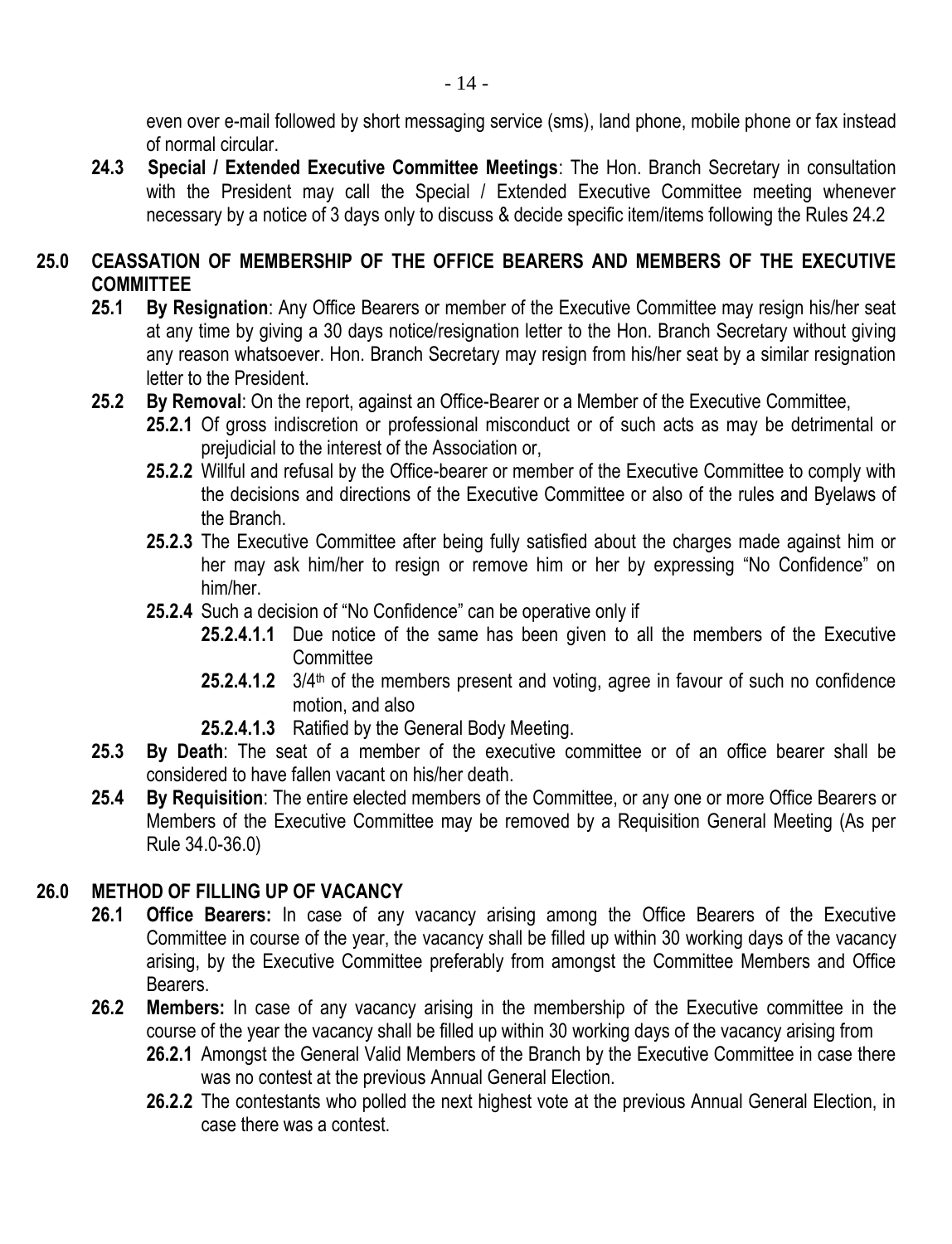even over e-mail followed by short messaging service (sms), land phone, mobile phone or fax instead of normal circular.

**24.3 Special / Extended Executive Committee Meetings**: The Hon. Branch Secretary in consultation with the President may call the Special / Extended Executive Committee meeting whenever necessary by a notice of 3 days only to discuss & decide specific item/items following the Rules 24.2

## 25.0 CEASSATION OF MEMBERSHIP OF THE OFFICE BEARERS AND MEMBERS OF THE EXECUTIVE COMMITTEE

**25.1 By Resignation**: Any Office Bearers or member of the Executive Committee may resign his/her seat at any time by giving a 30 days notice/resignation letter to the Hon. Branch Secretary without giving any reason whatsoever. Hon. Branch Secretary may resign from his/her seat by a similar resignation letter to the President.

**25.2 By Removal**: On the report, against an Office-Bearer or a Member of the Executive Committee,

- **25.2.1** Of gross indiscretion or professional misconduct or of such acts as may be detrimental or prejudicial to the interest of the Association or,
- **25.2.2** Willful and refusal by the Office-bearer or member of the Executive Committee to comply with the decisions and directions of the Executive Committee or also of the rules and Byelaws of the Branch.
- **25.2.3** The Executive Committee after being fully satisfied about the charges made against him or her may ask him/her to resign or remove him or her by expressing "No Confidence" on him/her.
- **25.2.4** Such a decision of "No Confidence" can be operative only if
  - **25.2.4.1.1** Due notice of the same has been given to all the members of the Executive Committee
  - **25.2.4.1.2** 3/4th of the members present and voting, agree in favour of such no confidence motion, and also
  - **25.2.4.1.3** Ratified by the General Body Meeting.

**25.3 By Death**: The seat of a member of the executive committee or of an office bearer shall be considered to have fallen vacant on his/her death.

**25.4 By Requisition**: The entire elected members of the Committee, or any one or more Office Bearers or Members of the Executive Committee may be removed by a Requisition General Meeting (As per Rule 34.0-36.0)

## 26.0 METHOD OF FILLING UP OF VACANCY

**26.1 Office Bearers:** In case of any vacancy arising among the Office Bearers of the Executive Committee in course of the year, the vacancy shall be filled up within 30 working days of the vacancy arising, by the Executive Committee preferably from amongst the Committee Members and Office Bearers.

**26.2 Members:** In case of any vacancy arising in the membership of the Executive committee in the course of the year the vacancy shall be filled up within 30 working days of the vacancy arising from

- **26.2.1** Amongst the General Valid Members of the Branch by the Executive Committee in case there was no contest at the previous Annual General Election.
- **26.2.2** The contestants who polled the next highest vote at the previous Annual General Election, in case there was a contest.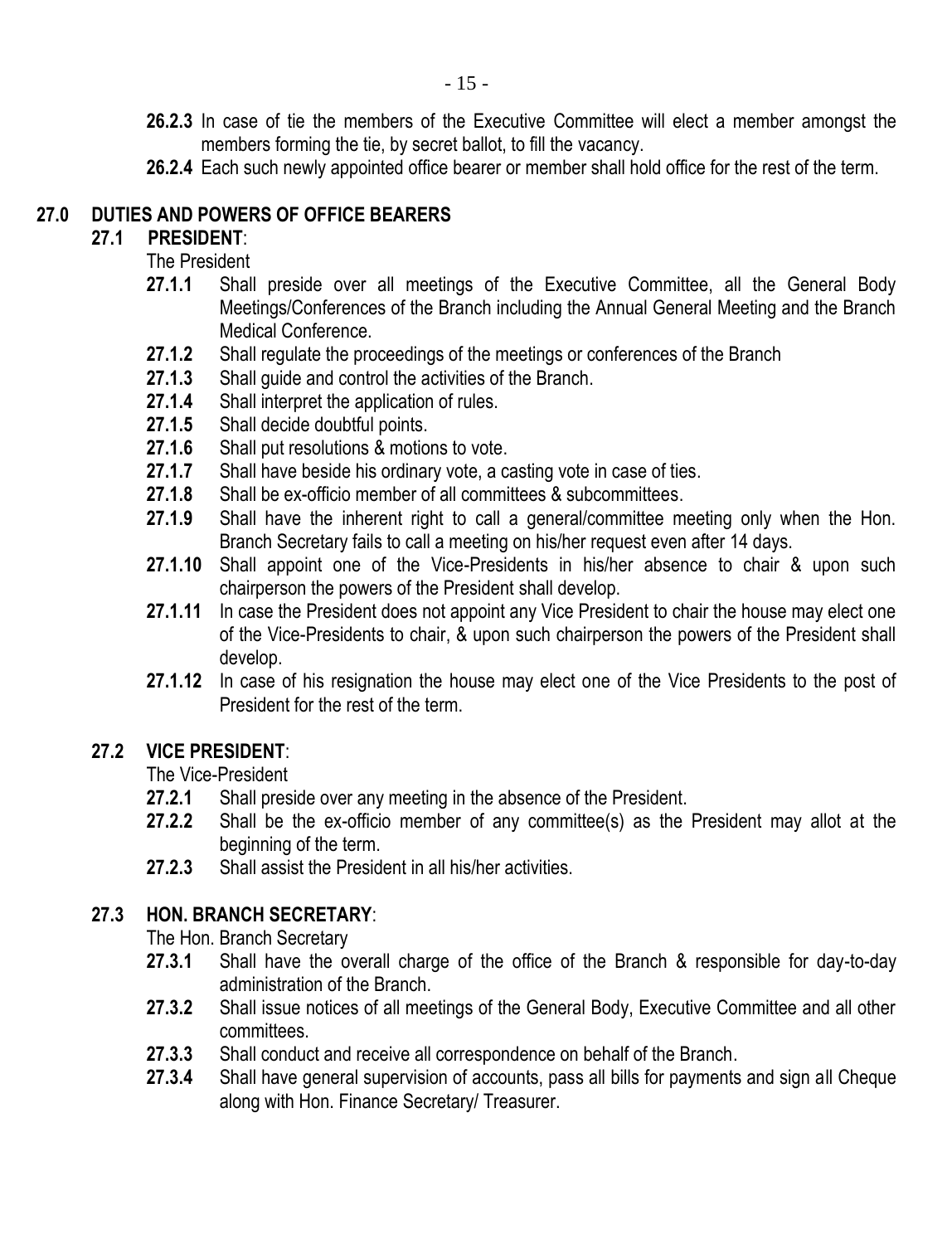**26.2.3** In case of tie the members of the Executive Committee will elect a member amongst the members forming the tie, by secret ballot, to fill the vacancy.

**26.2.4** Each such newly appointed office bearer or member shall hold office for the rest of the term.

## 27.0 DUTIES AND POWERS OF OFFICE BEARERS

### 27.1 PRESIDENT:

The President

**27.1.1** Shall preside over all meetings of the Executive Committee, all the General Body Meetings/Conferences of the Branch including the Annual General Meeting and the Branch Medical Conference.

**27.1.2** Shall regulate the proceedings of the meetings or conferences of the Branch

**27.1.3** Shall guide and control the activities of the Branch.

**27.1.4** Shall interpret the application of rules.

**27.1.5** Shall decide doubtful points.

**27.1.6** Shall put resolutions & motions to vote.

**27.1.7** Shall have beside his ordinary vote, a casting vote in case of ties.

**27.1.8** Shall be ex-officio member of all committees & subcommittees.

**27.1.9** Shall have the inherent right to call a general/committee meeting only when the Hon. Branch Secretary fails to call a meeting on his/her request even after 14 days.

**27.1.10** Shall appoint one of the Vice-Presidents in his/her absence to chair & upon such chairperson the powers of the President shall develop.

**27.1.11** In case the President does not appoint any Vice President to chair the house may elect one of the Vice-Presidents to chair, & upon such chairperson the powers of the President shall develop.

**27.1.12** In case of his resignation the house may elect one of the Vice Presidents to the post of President for the rest of the term.

### 27.2 VICE PRESIDENT:

The Vice-President

**27.2.1** Shall preside over any meeting in the absence of the President.

**27.2.2** Shall be the ex-officio member of any committee(s) as the President may allot at the beginning of the term.

**27.2.3** Shall assist the President in all his/her activities.

### 27.3 HON. BRANCH SECRETARY:

The Hon. Branch Secretary

**27.3.1** Shall have the overall charge of the office of the Branch & responsible for day-to-day administration of the Branch.

**27.3.2** Shall issue notices of all meetings of the General Body, Executive Committee and all other committees.

**27.3.3** Shall conduct and receive all correspondence on behalf of the Branch.

**27.3.4** Shall have general supervision of accounts, pass all bills for payments and sign all Cheque along with Hon. Finance Secretary/ Treasurer.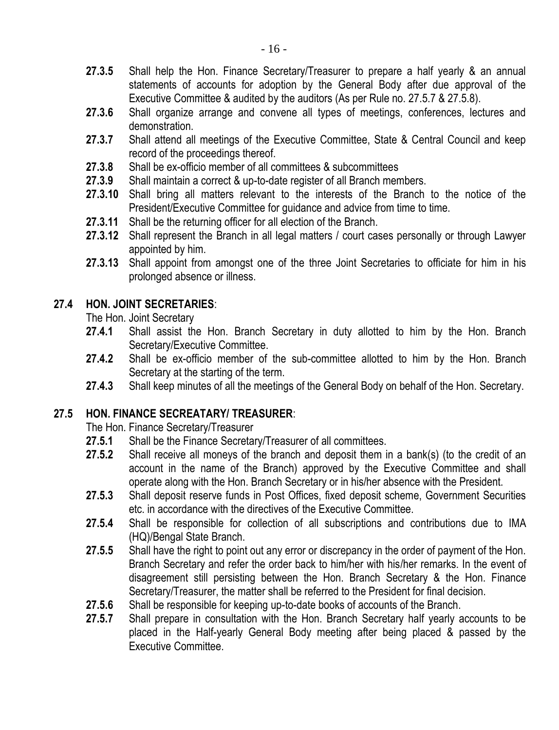**27.3.5** Shall help the Hon. Finance Secretary/Treasurer to prepare a half yearly & an annual statements of accounts for adoption by the General Body after due approval of the Executive Committee & audited by the auditors (As per Rule no. 27.5.7 & 27.5.8).

**27.3.6** Shall organize arrange and convene all types of meetings, conferences, lectures and demonstration.

**27.3.7** Shall attend all meetings of the Executive Committee, State & Central Council and keep record of the proceedings thereof.

**27.3.8** Shall be ex-officio member of all committees & subcommittees

**27.3.9** Shall maintain a correct & up-to-date register of all Branch members.

**27.3.10** Shall bring all matters relevant to the interests of the Branch to the notice of the President/Executive Committee for guidance and advice from time to time.

**27.3.11** Shall be the returning officer for all election of the Branch.

**27.3.12** Shall represent the Branch in all legal matters / court cases personally or through Lawyer appointed by him.

**27.3.13** Shall appoint from amongst one of the three Joint Secretaries to officiate for him in his prolonged absence or illness.

## 27.4 HON. JOINT SECRETARIES:

The Hon. Joint Secretary

**27.4.1** Shall assist the Hon. Branch Secretary in duty allotted to him by the Hon. Branch Secretary/Executive Committee.

**27.4.2** Shall be ex-officio member of the sub-committee allotted to him by the Hon. Branch Secretary at the starting of the term.

**27.4.3** Shall keep minutes of all the meetings of the General Body on behalf of the Hon. Secretary.

## 27.5 HON. FINANCE SECREATARY/ TREASURER:

The Hon. Finance Secretary/Treasurer

**27.5.1** Shall be the Finance Secretary/Treasurer of all committees.

**27.5.2** Shall receive all moneys of the branch and deposit them in a bank(s) (to the credit of an account in the name of the Branch) approved by the Executive Committee and shall operate along with the Hon. Branch Secretary or in his/her absence with the President.

**27.5.3** Shall deposit reserve funds in Post Offices, fixed deposit scheme, Government Securities etc. in accordance with the directives of the Executive Committee.

**27.5.4** Shall be responsible for collection of all subscriptions and contributions due to IMA (HQ)/Bengal State Branch.

**27.5.5** Shall have the right to point out any error or discrepancy in the order of payment of the Hon. Branch Secretary and refer the order back to him/her with his/her remarks. In the event of disagreement still persisting between the Hon. Branch Secretary & the Hon. Finance Secretary/Treasurer, the matter shall be referred to the President for final decision.

**27.5.6** Shall be responsible for keeping up-to-date books of accounts of the Branch.

**27.5.7** Shall prepare in consultation with the Hon. Branch Secretary half yearly accounts to be placed in the Half-yearly General Body meeting after being placed & passed by the Executive Committee.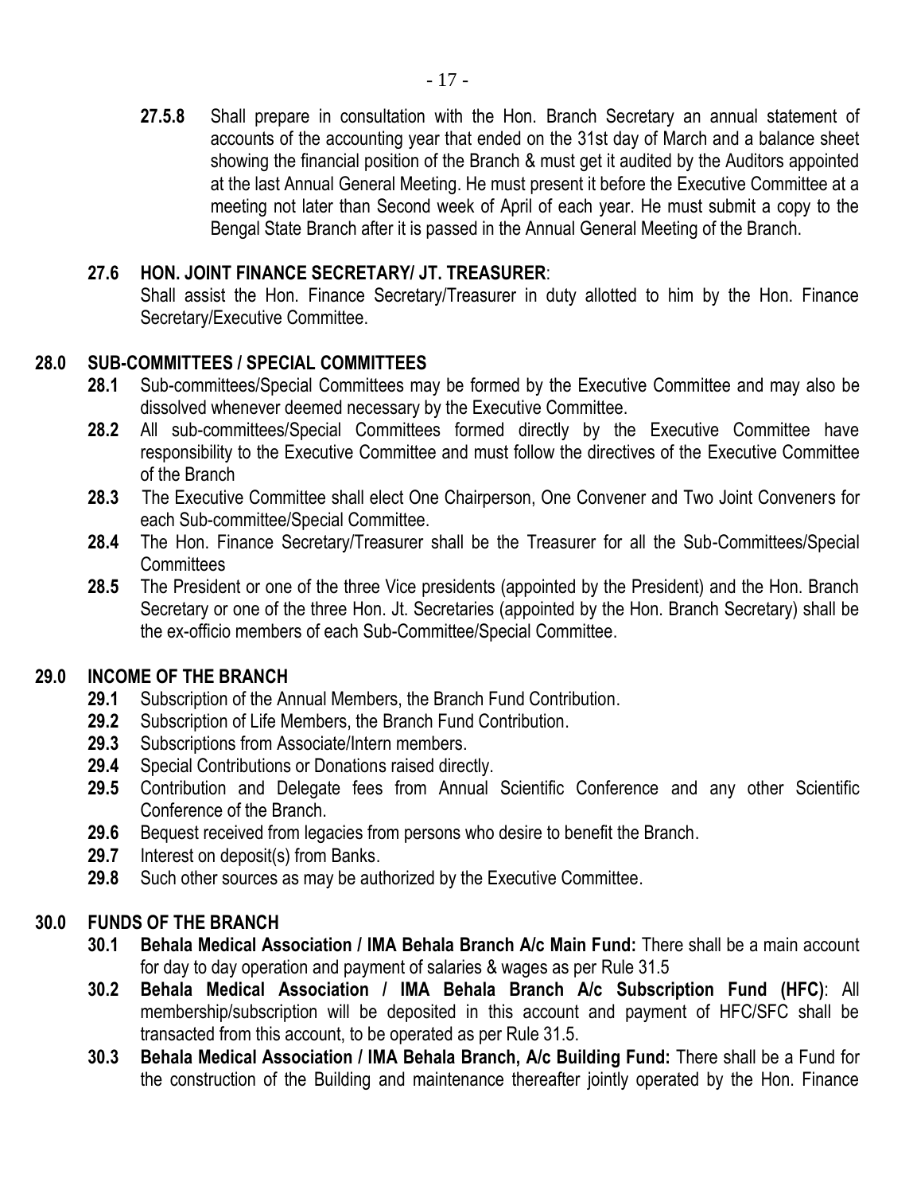**27.5.8** Shall prepare in consultation with the Hon. Branch Secretary an annual statement of accounts of the accounting year that ended on the 31st day of March and a balance sheet showing the financial position of the Branch & must get it audited by the Auditors appointed at the last Annual General Meeting. He must present it before the Executive Committee at a meeting not later than Second week of April of each year. He must submit a copy to the Bengal State Branch after it is passed in the Annual General Meeting of the Branch.

**27.6 HON. JOINT FINANCE SECRETARY/ JT. TREASURER**:

Shall assist the Hon. Finance Secretary/Treasurer in duty allotted to him by the Hon. Finance Secretary/Executive Committee.

## 28.0 SUB-COMMITTEES / SPECIAL COMMITTEES

**28.1** Sub-committees/Special Committees may be formed by the Executive Committee and may also be dissolved whenever deemed necessary by the Executive Committee.

**28.2** All sub-committees/Special Committees formed directly by the Executive Committee have responsibility to the Executive Committee and must follow the directives of the Executive Committee of the Branch

**28.3** The Executive Committee shall elect One Chairperson, One Convener and Two Joint Conveners for each Sub-committee/Special Committee.

**28.4** The Hon. Finance Secretary/Treasurer shall be the Treasurer for all the Sub-Committees/Special Committees

**28.5** The President or one of the three Vice presidents (appointed by the President) and the Hon. Branch Secretary or one of the three Hon. Jt. Secretaries (appointed by the Hon. Branch Secretary) shall be the ex-officio members of each Sub-Committee/Special Committee.

## 29.0 INCOME OF THE BRANCH

**29.1** Subscription of the Annual Members, the Branch Fund Contribution.

**29.2** Subscription of Life Members, the Branch Fund Contribution.

**29.3** Subscriptions from Associate/Intern members.

**29.4** Special Contributions or Donations raised directly.

**29.5** Contribution and Delegate fees from Annual Scientific Conference and any other Scientific Conference of the Branch.

**29.6** Bequest received from legacies from persons who desire to benefit the Branch.

**29.7** Interest on deposit(s) from Banks.

**29.8** Such other sources as may be authorized by the Executive Committee.

## 30.0 FUNDS OF THE BRANCH

**30.1** **Behala Medical Association / IMA Behala Branch A/c Main Fund:** There shall be a main account for day to day operation and payment of salaries & wages as per Rule 31.5

**30.2** **Behala Medical Association / IMA Behala Branch A/c Subscription Fund (HFC)**: All membership/subscription will be deposited in this account and payment of HFC/SFC shall be transacted from this account, to be operated as per Rule 31.5.

**30.3** **Behala Medical Association / IMA Behala Branch, A/c Building Fund:** There shall be a Fund for the construction of the Building and maintenance thereafter jointly operated by the Hon. Finance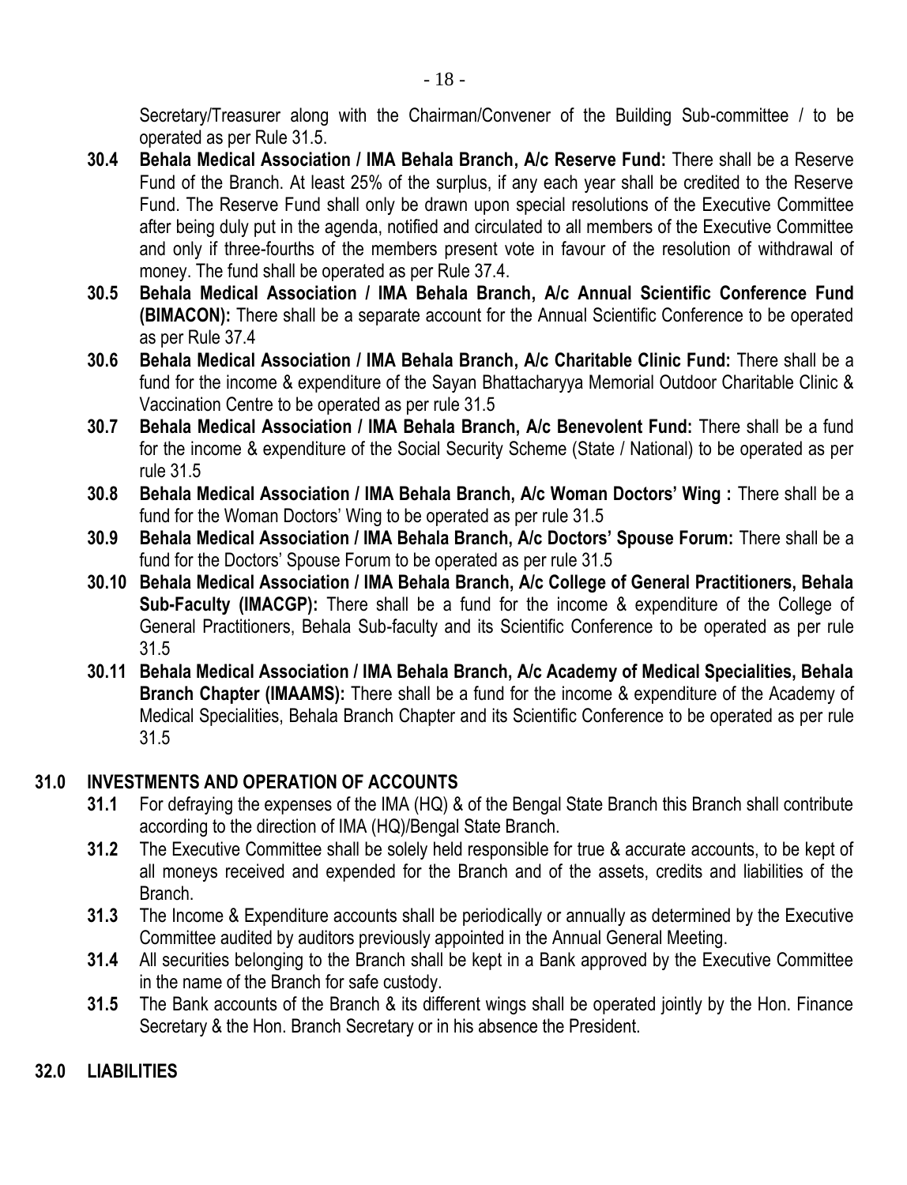Secretary/Treasurer along with the Chairman/Convener of the Building Sub-committee / to be operated as per Rule 31.5.

**30.4 Behala Medical Association / IMA Behala Branch, A/c Reserve Fund:** There shall be a Reserve Fund of the Branch. At least 25% of the surplus, if any each year shall be credited to the Reserve Fund. The Reserve Fund shall only be drawn upon special resolutions of the Executive Committee after being duly put in the agenda, notified and circulated to all members of the Executive Committee and only if three-fourths of the members present vote in favour of the resolution of withdrawal of money. The fund shall be operated as per Rule 37.4.

**30.5 Behala Medical Association / IMA Behala Branch, A/c Annual Scientific Conference Fund (BIMACON):** There shall be a separate account for the Annual Scientific Conference to be operated as per Rule 37.4

**30.6 Behala Medical Association / IMA Behala Branch, A/c Charitable Clinic Fund:** There shall be a fund for the income & expenditure of the Sayan Bhattacharyya Memorial Outdoor Charitable Clinic & Vaccination Centre to be operated as per rule 31.5

**30.7 Behala Medical Association / IMA Behala Branch, A/c Benevolent Fund:** There shall be a fund for the income & expenditure of the Social Security Scheme (State / National) to be operated as per rule 31.5

**30.8 Behala Medical Association / IMA Behala Branch, A/c Woman Doctors' Wing :** There shall be a fund for the Woman Doctors' Wing to be operated as per rule 31.5

**30.9 Behala Medical Association / IMA Behala Branch, A/c Doctors' Spouse Forum:** There shall be a fund for the Doctors' Spouse Forum to be operated as per rule 31.5

**30.10 Behala Medical Association / IMA Behala Branch, A/c College of General Practitioners, Behala Sub-Faculty (IMACGP):** There shall be a fund for the income & expenditure of the College of General Practitioners, Behala Sub-faculty and its Scientific Conference to be operated as per rule 31.5

**30.11 Behala Medical Association / IMA Behala Branch, A/c Academy of Medical Specialities, Behala Branch Chapter (IMAAMS):** There shall be a fund for the income & expenditure of the Academy of Medical Specialities, Behala Branch Chapter and its Scientific Conference to be operated as per rule 31.5

## 31.0 INVESTMENTS AND OPERATION OF ACCOUNTS

**31.1** For defraying the expenses of the IMA (HQ) & of the Bengal State Branch this Branch shall contribute according to the direction of IMA (HQ)/Bengal State Branch.

**31.2** The Executive Committee shall be solely held responsible for true & accurate accounts, to be kept of all moneys received and expended for the Branch and of the assets, credits and liabilities of the Branch.

**31.3** The Income & Expenditure accounts shall be periodically or annually as determined by the Executive Committee audited by auditors previously appointed in the Annual General Meeting.

**31.4** All securities belonging to the Branch shall be kept in a Bank approved by the Executive Committee in the name of the Branch for safe custody.

**31.5** The Bank accounts of the Branch & its different wings shall be operated jointly by the Hon. Finance Secretary & the Hon. Branch Secretary or in his absence the President.

## 32.0 LIABILITIES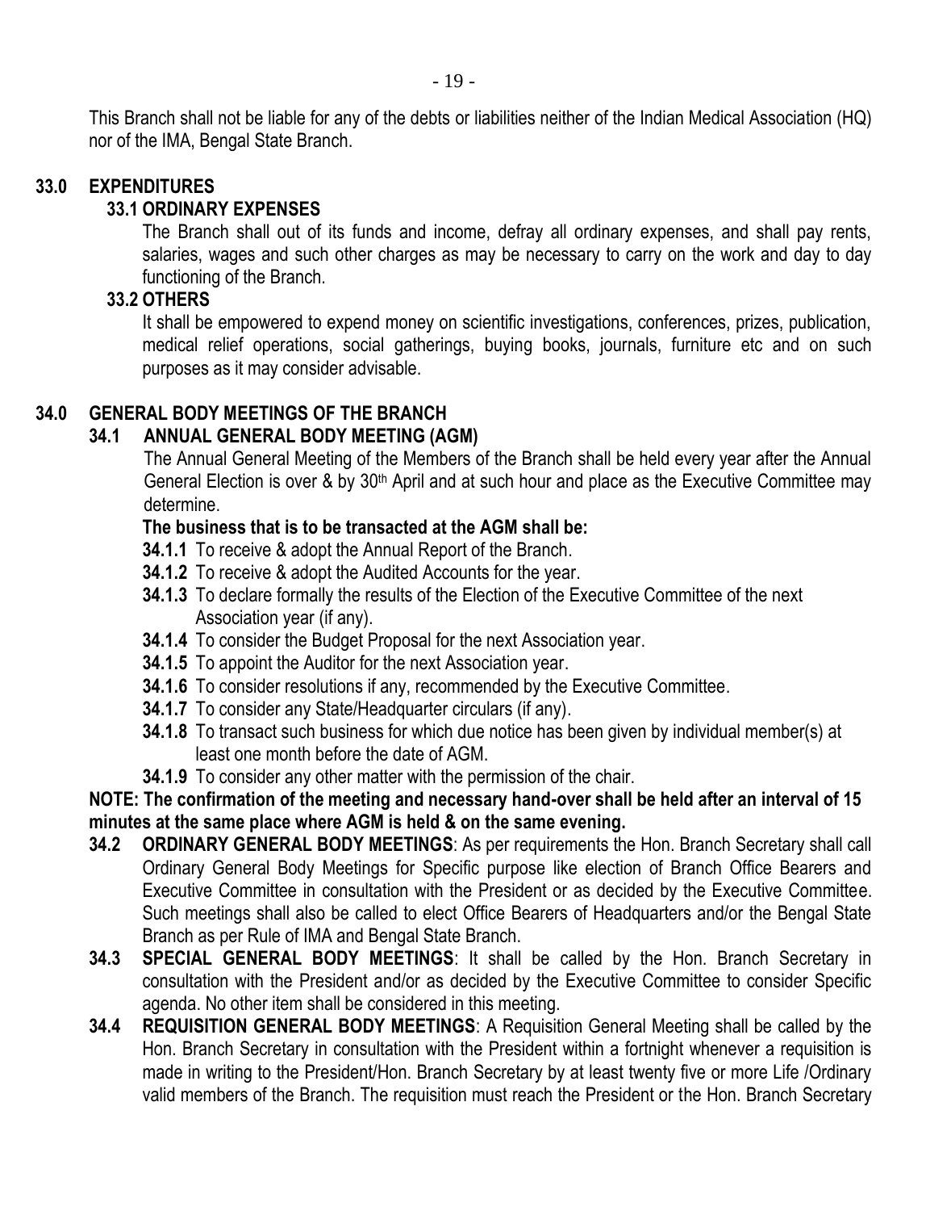This Branch shall not be liable for any of the debts or liabilities neither of the Indian Medical Association (HQ) nor of the IMA, Bengal State Branch.

## 33.0 EXPENDITURES

### 33.1 ORDINARY EXPENSES

The Branch shall out of its funds and income, defray all ordinary expenses, and shall pay rents, salaries, wages and such other charges as may be necessary to carry on the work and day to day functioning of the Branch.

### 33.2 OTHERS

It shall be empowered to expend money on scientific investigations, conferences, prizes, publication, medical relief operations, social gatherings, buying books, journals, furniture etc and on such purposes as it may consider advisable.

## 34.0 GENERAL BODY MEETINGS OF THE BRANCH

### 34.1 ANNUAL GENERAL BODY MEETING (AGM)

The Annual General Meeting of the Members of the Branch shall be held every year after the Annual General Election is over & by 30th April and at such hour and place as the Executive Committee may determine.

**The business that is to be transacted at the AGM shall be:**

- **34.1.1** To receive & adopt the Annual Report of the Branch.
- **34.1.2** To receive & adopt the Audited Accounts for the year.
- **34.1.3** To declare formally the results of the Election of the Executive Committee of the next Association year (if any).
- **34.1.4** To consider the Budget Proposal for the next Association year.
- **34.1.5** To appoint the Auditor for the next Association year.
- **34.1.6** To consider resolutions if any, recommended by the Executive Committee.
- **34.1.7** To consider any State/Headquarter circulars (if any).
- **34.1.8** To transact such business for which due notice has been given by individual member(s) at least one month before the date of AGM.
- **34.1.9** To consider any other matter with the permission of the chair.

**NOTE: The confirmation of the meeting and necessary hand-over shall be held after an interval of 15 minutes at the same place where AGM is held & on the same evening.**

**34.2 ORDINARY GENERAL BODY MEETINGS**: As per requirements the Hon. Branch Secretary shall call Ordinary General Body Meetings for Specific purpose like election of Branch Office Bearers and Executive Committee in consultation with the President or as decided by the Executive Committee. Such meetings shall also be called to elect Office Bearers of Headquarters and/or the Bengal State Branch as per Rule of IMA and Bengal State Branch.

**34.3 SPECIAL GENERAL BODY MEETINGS**: It shall be called by the Hon. Branch Secretary in consultation with the President and/or as decided by the Executive Committee to consider Specific agenda. No other item shall be considered in this meeting.

**34.4 REQUISITION GENERAL BODY MEETINGS**: A Requisition General Meeting shall be called by the Hon. Branch Secretary in consultation with the President within a fortnight whenever a requisition is made in writing to the President/Hon. Branch Secretary by at least twenty five or more Life /Ordinary valid members of the Branch. The requisition must reach the President or the Hon. Branch Secretary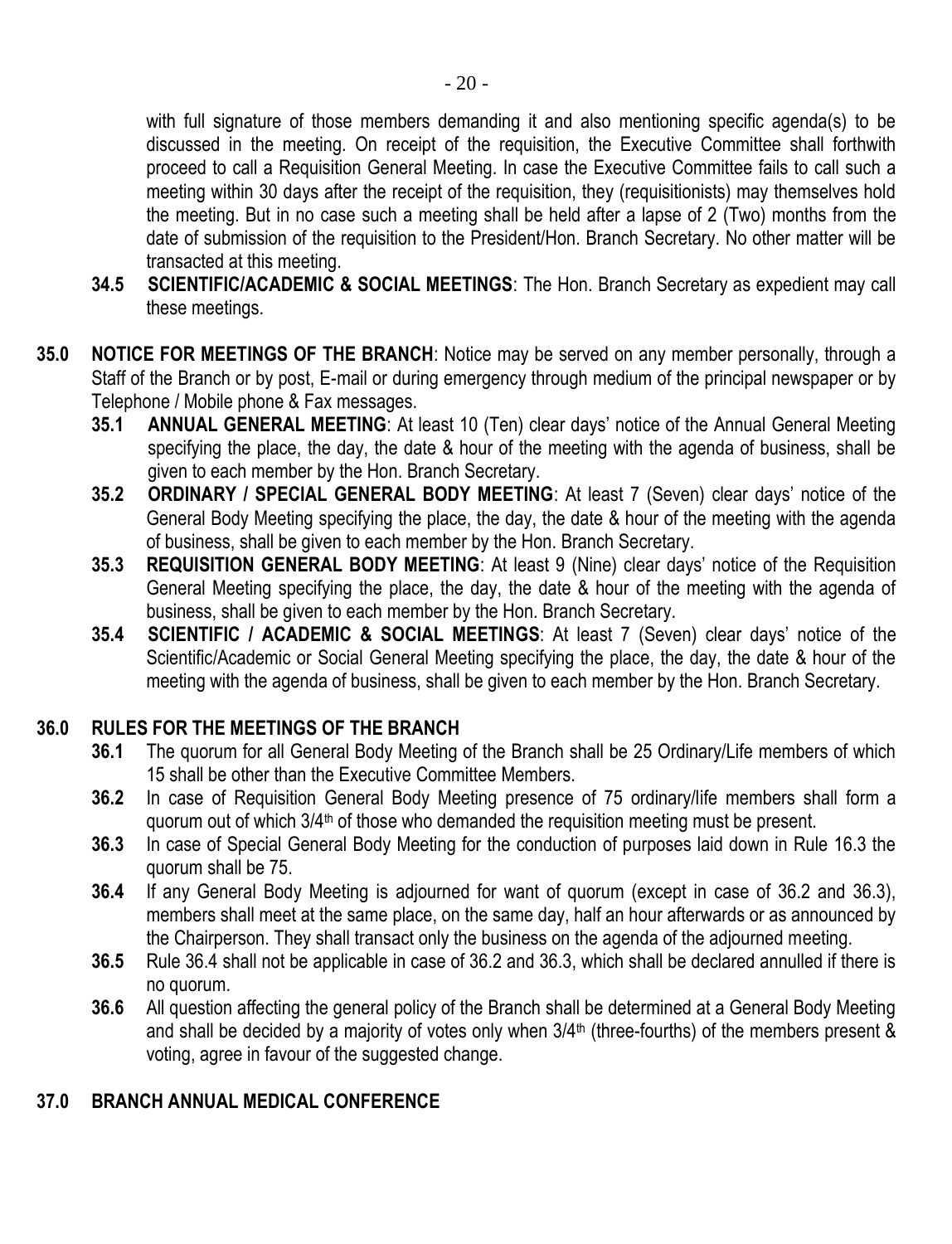with full signature of those members demanding it and also mentioning specific agenda(s) to be discussed in the meeting. On receipt of the requisition, the Executive Committee shall forthwith proceed to call a Requisition General Meeting. In case the Executive Committee fails to call such a meeting within 30 days after the receipt of the requisition, they (requisitionists) may themselves hold the meeting. But in no case such a meeting shall be held after a lapse of 2 (Two) months from the date of submission of the requisition to the President/Hon. Branch Secretary. No other matter will be transacted at this meeting.

**34.5 SCIENTIFIC/ACADEMIC & SOCIAL MEETINGS**: The Hon. Branch Secretary as expedient may call these meetings.

**35.0 NOTICE FOR MEETINGS OF THE BRANCH**: Notice may be served on any member personally, through a Staff of the Branch or by post, E-mail or during emergency through medium of the principal newspaper or by Telephone / Mobile phone & Fax messages.

**35.1 ANNUAL GENERAL MEETING**: At least 10 (Ten) clear days' notice of the Annual General Meeting specifying the place, the day, the date & hour of the meeting with the agenda of business, shall be given to each member by the Hon. Branch Secretary.

**35.2 ORDINARY / SPECIAL GENERAL BODY MEETING**: At least 7 (Seven) clear days' notice of the General Body Meeting specifying the place, the day, the date & hour of the meeting with the agenda of business, shall be given to each member by the Hon. Branch Secretary.

**35.3 REQUISITION GENERAL BODY MEETING**: At least 9 (Nine) clear days' notice of the Requisition General Meeting specifying the place, the day, the date & hour of the meeting with the agenda of business, shall be given to each member by the Hon. Branch Secretary.

**35.4 SCIENTIFIC / ACADEMIC & SOCIAL MEETINGS**: At least 7 (Seven) clear days' notice of the Scientific/Academic or Social General Meeting specifying the place, the day, the date & hour of the meeting with the agenda of business, shall be given to each member by the Hon. Branch Secretary.

## 36.0 RULES FOR THE MEETINGS OF THE BRANCH

**36.1** The quorum for all General Body Meeting of the Branch shall be 25 Ordinary/Life members of which 15 shall be other than the Executive Committee Members.

**36.2** In case of Requisition General Body Meeting presence of 75 ordinary/life members shall form a quorum out of which 3/4th of those who demanded the requisition meeting must be present.

**36.3** In case of Special General Body Meeting for the conduction of purposes laid down in Rule 16.3 the quorum shall be 75.

**36.4** If any General Body Meeting is adjourned for want of quorum (except in case of 36.2 and 36.3), members shall meet at the same place, on the same day, half an hour afterwards or as announced by the Chairperson. They shall transact only the business on the agenda of the adjourned meeting.

**36.5** Rule 36.4 shall not be applicable in case of 36.2 and 36.3, which shall be declared annulled if there is no quorum.

**36.6** All question affecting the general policy of the Branch shall be determined at a General Body Meeting and shall be decided by a majority of votes only when 3/4th (three-fourths) of the members present & voting, agree in favour of the suggested change.

## 37.0 BRANCH ANNUAL MEDICAL CONFERENCE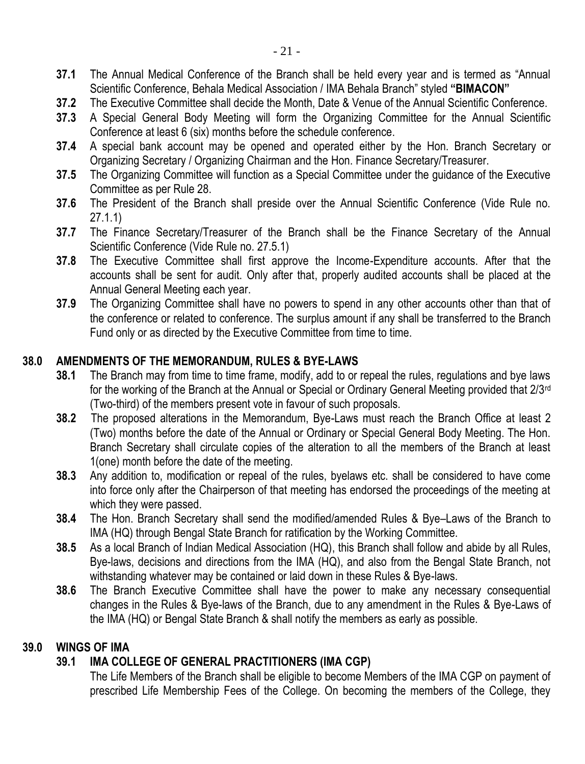**37.1** The Annual Medical Conference of the Branch shall be held every year and is termed as "Annual Scientific Conference, Behala Medical Association / IMA Behala Branch" styled **"BIMACON"**

**37.2** The Executive Committee shall decide the Month, Date & Venue of the Annual Scientific Conference.

**37.3** A Special General Body Meeting will form the Organizing Committee for the Annual Scientific Conference at least 6 (six) months before the schedule conference.

**37.4** A special bank account may be opened and operated either by the Hon. Branch Secretary or Organizing Secretary / Organizing Chairman and the Hon. Finance Secretary/Treasurer.

**37.5** The Organizing Committee will function as a Special Committee under the guidance of the Executive Committee as per Rule 28.

**37.6** The President of the Branch shall preside over the Annual Scientific Conference (Vide Rule no. 27.1.1)

**37.7** The Finance Secretary/Treasurer of the Branch shall be the Finance Secretary of the Annual Scientific Conference (Vide Rule no. 27.5.1)

**37.8** The Executive Committee shall first approve the Income-Expenditure accounts. After that the accounts shall be sent for audit. Only after that, properly audited accounts shall be placed at the Annual General Meeting each year.

**37.9** The Organizing Committee shall have no powers to spend in any other accounts other than that of the conference or related to conference. The surplus amount if any shall be transferred to the Branch Fund only or as directed by the Executive Committee from time to time.

## 38.0 AMENDMENTS OF THE MEMORANDUM, RULES & BYE-LAWS

**38.1** The Branch may from time to time frame, modify, add to or repeal the rules, regulations and bye laws for the working of the Branch at the Annual or Special or Ordinary General Meeting provided that 2/3rd (Two-third) of the members present vote in favour of such proposals.

**38.2** The proposed alterations in the Memorandum, Bye-Laws must reach the Branch Office at least 2 (Two) months before the date of the Annual or Ordinary or Special General Body Meeting. The Hon. Branch Secretary shall circulate copies of the alteration to all the members of the Branch at least 1(one) month before the date of the meeting.

**38.3** Any addition to, modification or repeal of the rules, byelaws etc. shall be considered to have come into force only after the Chairperson of that meeting has endorsed the proceedings of the meeting at which they were passed.

**38.4** The Hon. Branch Secretary shall send the modified/amended Rules & Bye–Laws of the Branch to IMA (HQ) through Bengal State Branch for ratification by the Working Committee.

**38.5** As a local Branch of Indian Medical Association (HQ), this Branch shall follow and abide by all Rules, Bye-laws, decisions and directions from the IMA (HQ), and also from the Bengal State Branch, not withstanding whatever may be contained or laid down in these Rules & Bye-laws.

**38.6** The Branch Executive Committee shall have the power to make any necessary consequential changes in the Rules & Bye-laws of the Branch, due to any amendment in the Rules & Bye-Laws of the IMA (HQ) or Bengal State Branch & shall notify the members as early as possible.

## 39.0 WINGS OF IMA

### 39.1 IMA COLLEGE OF GENERAL PRACTITIONERS (IMA CGP)

The Life Members of the Branch shall be eligible to become Members of the IMA CGP on payment of prescribed Life Membership Fees of the College. On becoming the members of the College, they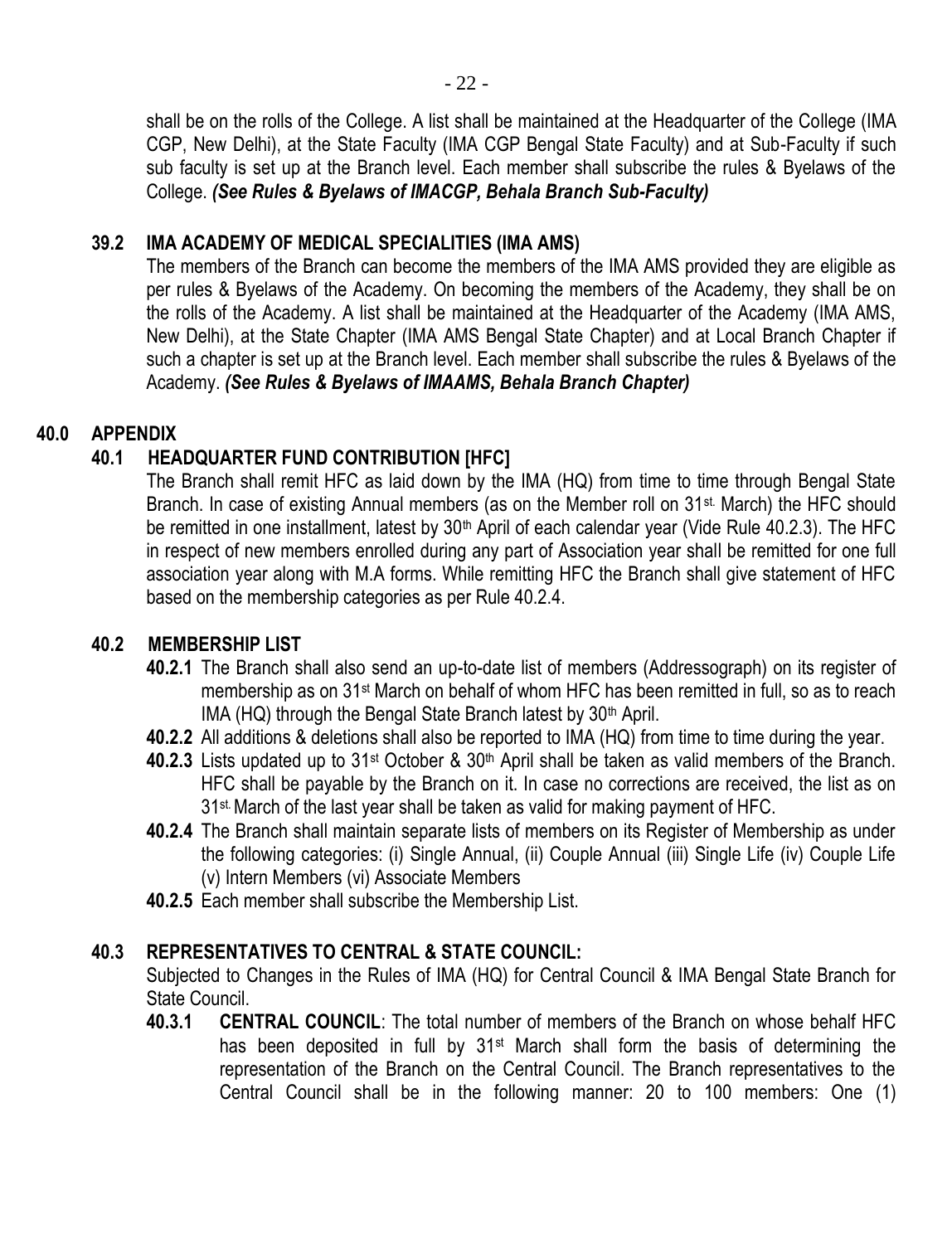shall be on the rolls of the College. A list shall be maintained at the Headquarter of the College (IMA CGP, New Delhi), at the State Faculty (IMA CGP Bengal State Faculty) and at Sub-Faculty if such sub faculty is set up at the Branch level. Each member shall subscribe the rules & Byelaws of the College. ***(See Rules & Byelaws of IMACGP, Behala Branch Sub-Faculty)***

### 39.2 IMA ACADEMY OF MEDICAL SPECIALITIES (IMA AMS)

The members of the Branch can become the members of the IMA AMS provided they are eligible as per rules & Byelaws of the Academy. On becoming the members of the Academy, they shall be on the rolls of the Academy. A list shall be maintained at the Headquarter of the Academy (IMA AMS, New Delhi), at the State Chapter (IMA AMS Bengal State Chapter) and at Local Branch Chapter if such a chapter is set up at the Branch level. Each member shall subscribe the rules & Byelaws of the Academy. ***(See Rules & Byelaws of IMAAMS, Behala Branch Chapter)***

## 40.0 APPENDIX

### 40.1 HEADQUARTER FUND CONTRIBUTION [HFC]

The Branch shall remit HFC as laid down by the IMA (HQ) from time to time through Bengal State Branch. In case of existing Annual members (as on the Member roll on 31st. March) the HFC should be remitted in one installment, latest by 30th April of each calendar year (Vide Rule 40.2.3). The HFC in respect of new members enrolled during any part of Association year shall be remitted for one full association year along with M.A forms. While remitting HFC the Branch shall give statement of HFC based on the membership categories as per Rule 40.2.4.

### 40.2 MEMBERSHIP LIST

**40.2.1** The Branch shall also send an up-to-date list of members (Addressograph) on its register of membership as on 31st March on behalf of whom HFC has been remitted in full, so as to reach IMA (HQ) through the Bengal State Branch latest by 30th April.

**40.2.2** All additions & deletions shall also be reported to IMA (HQ) from time to time during the year.

**40.2.3** Lists updated up to 31st October & 30th April shall be taken as valid members of the Branch. HFC shall be payable by the Branch on it. In case no corrections are received, the list as on 31st. March of the last year shall be taken as valid for making payment of HFC.

**40.2.4** The Branch shall maintain separate lists of members on its Register of Membership as under the following categories: (i) Single Annual, (ii) Couple Annual (iii) Single Life (iv) Couple Life (v) Intern Members (vi) Associate Members

**40.2.5** Each member shall subscribe the Membership List.

### 40.3 REPRESENTATIVES TO CENTRAL & STATE COUNCIL:

Subjected to Changes in the Rules of IMA (HQ) for Central Council & IMA Bengal State Branch for State Council.

**40.3.1 CENTRAL COUNCIL**: The total number of members of the Branch on whose behalf HFC has been deposited in full by 31st March shall form the basis of determining the representation of the Branch on the Central Council. The Branch representatives to the Central Council shall be in the following manner: 20 to 100 members: One (1)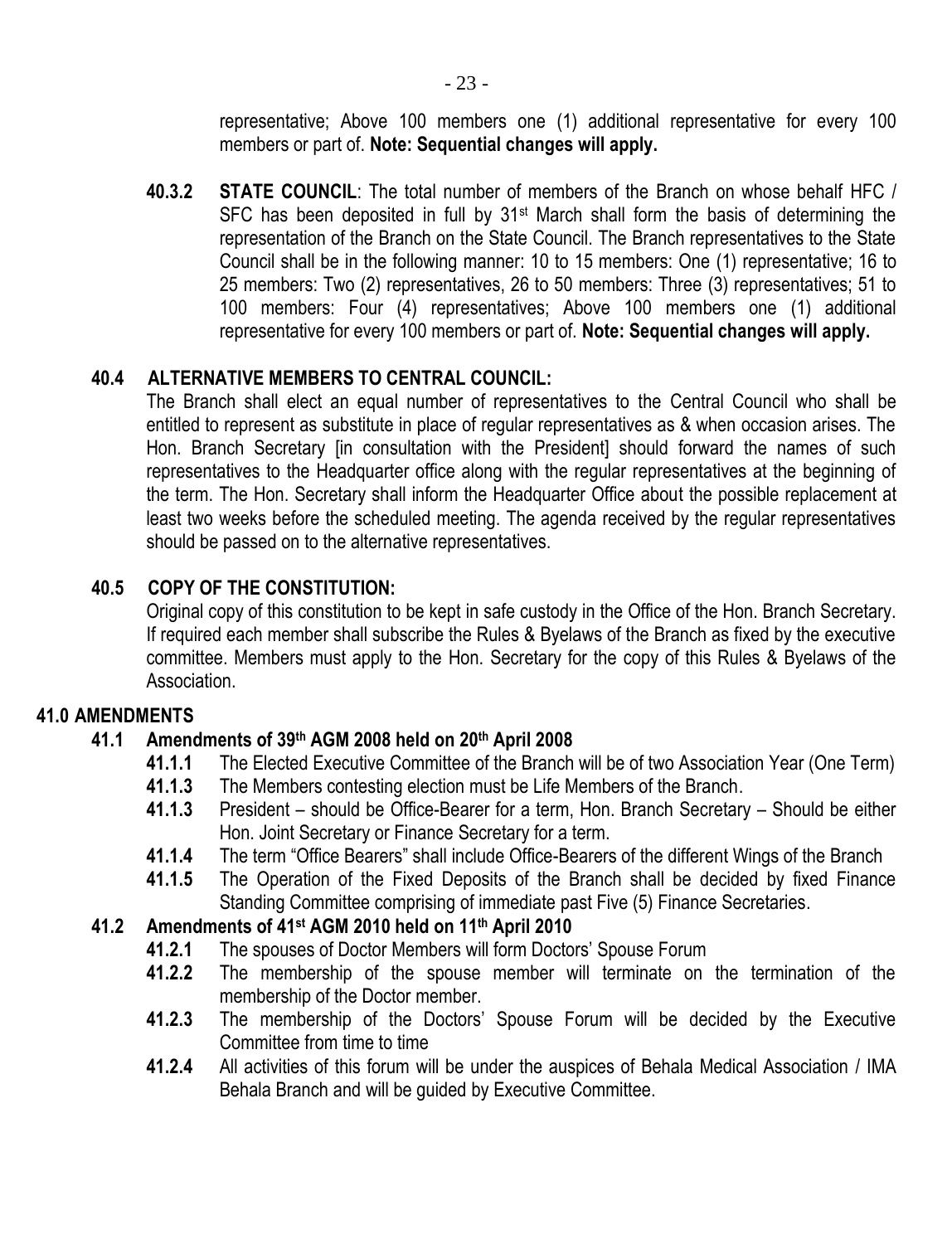representative; Above 100 members one (1) additional representative for every 100 members or part of. **Note: Sequential changes will apply.**

**40.3.2 STATE COUNCIL**: The total number of members of the Branch on whose behalf HFC / SFC has been deposited in full by 31st March shall form the basis of determining the representation of the Branch on the State Council. The Branch representatives to the State Council shall be in the following manner: 10 to 15 members: One (1) representative; 16 to 25 members: Two (2) representatives, 26 to 50 members: Three (3) representatives; 51 to 100 members: Four (4) representatives; Above 100 members one (1) additional representative for every 100 members or part of. **Note: Sequential changes will apply.**

### 40.4 ALTERNATIVE MEMBERS TO CENTRAL COUNCIL:

The Branch shall elect an equal number of representatives to the Central Council who shall be entitled to represent as substitute in place of regular representatives as & when occasion arises. The Hon. Branch Secretary [in consultation with the President] should forward the names of such representatives to the Headquarter office along with the regular representatives at the beginning of the term. The Hon. Secretary shall inform the Headquarter Office about the possible replacement at least two weeks before the scheduled meeting. The agenda received by the regular representatives should be passed on to the alternative representatives.

### 40.5 COPY OF THE CONSTITUTION:

Original copy of this constitution to be kept in safe custody in the Office of the Hon. Branch Secretary. If required each member shall subscribe the Rules & Byelaws of the Branch as fixed by the executive committee. Members must apply to the Hon. Secretary for the copy of this Rules & Byelaws of the Association.

## 41.0 AMENDMENTS

### 41.1 Amendments of 39th AGM 2008 held on 20th April 2008

- **41.1.1** The Elected Executive Committee of the Branch will be of two Association Year (One Term)
- **41.1.3** The Members contesting election must be Life Members of the Branch.
- **41.1.3** President – should be Office-Bearer for a term, Hon. Branch Secretary – Should be either Hon. Joint Secretary or Finance Secretary for a term.
- **41.1.4** The term "Office Bearers" shall include Office-Bearers of the different Wings of the Branch
- **41.1.5** The Operation of the Fixed Deposits of the Branch shall be decided by fixed Finance Standing Committee comprising of immediate past Five (5) Finance Secretaries.

### 41.2 Amendments of 41st AGM 2010 held on 11th April 2010

- **41.2.1** The spouses of Doctor Members will form Doctors' Spouse Forum
- **41.2.2** The membership of the spouse member will terminate on the termination of the membership of the Doctor member.
- **41.2.3** The membership of the Doctors' Spouse Forum will be decided by the Executive Committee from time to time
- **41.2.4** All activities of this forum will be under the auspices of Behala Medical Association / IMA Behala Branch and will be guided by Executive Committee.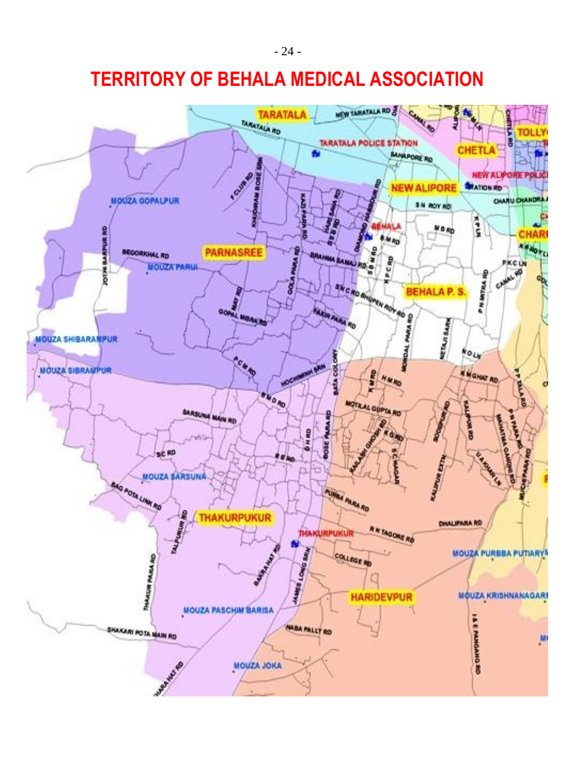# TERRITORY OF BEHALA MEDICAL ASSOCIATION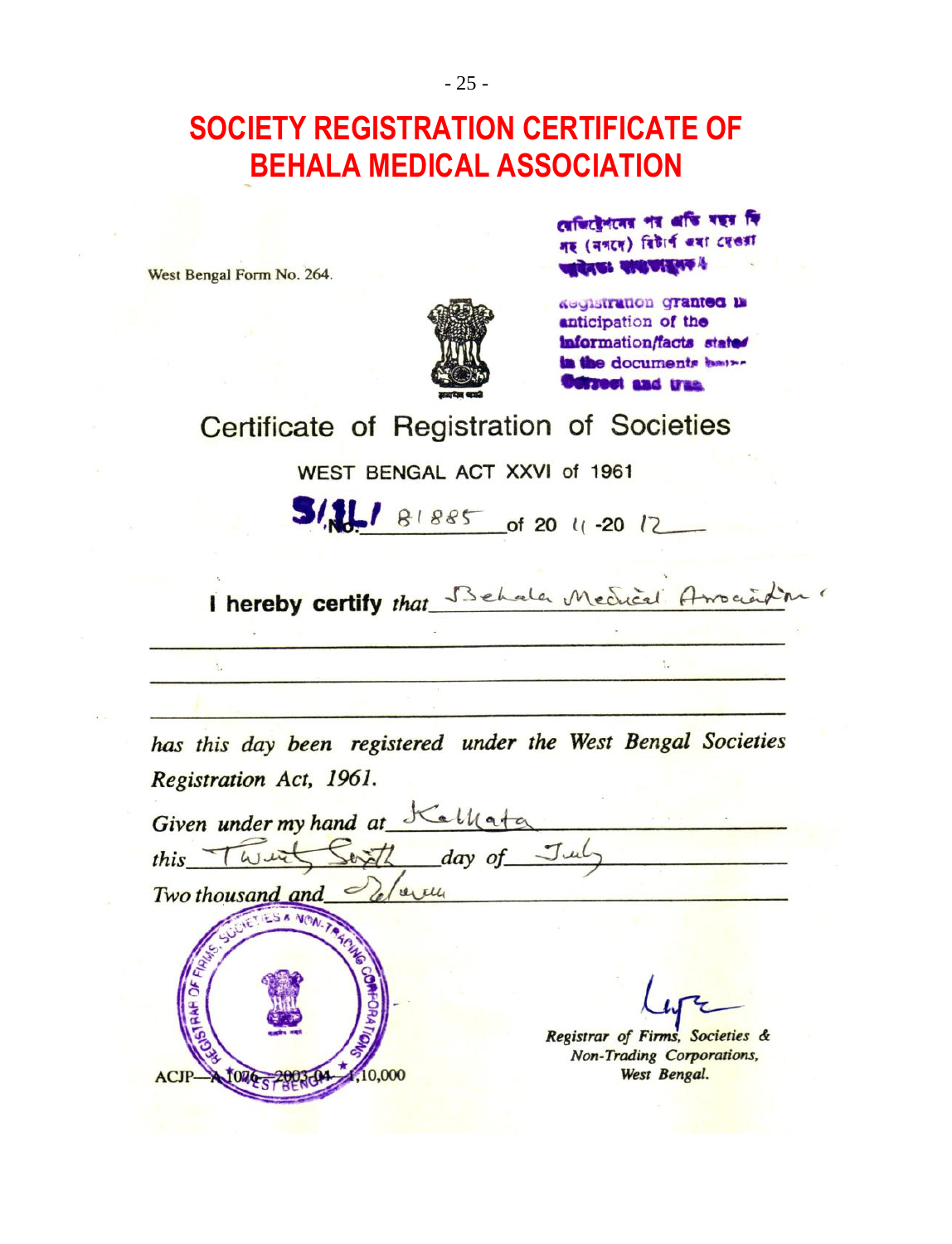# SOCIETY REGISTRATION CERTIFICATE OF BEHALA MEDICAL ASSOCIATION

West Bengal Form No. 264.

রেজিস্ট্রেশনের পর প্রতি বছর ফি সহ (নগদে) রিটার্ণ জমা দেওয়া আবশ্যক।

Registration granted in anticipation of the information/facts stated in the documents being correct and true.

## Certificate of Registration of Societies

WEST BENGAL ACT XXVI of 1961

S/1L/ No. 81885 of 20 11 -20 12

**I hereby certify** *that* Behala Medical Association

*has this day been registered under the West Bengal Societies Registration Act, 1961.*

*Given under my hand at* Kolkata

*this* Twenty Sixth *day of* July

*Two thousand and* Eleven

REGISTRAR OF FIRMS, SOCIETIES & NON-TRADING CORPORATIONS WEST BENGAL

*Registrar of Firms, Societies & Non-Trading Corporations, West Bengal.*

ACJP—A 1076—2003-04—1,10,000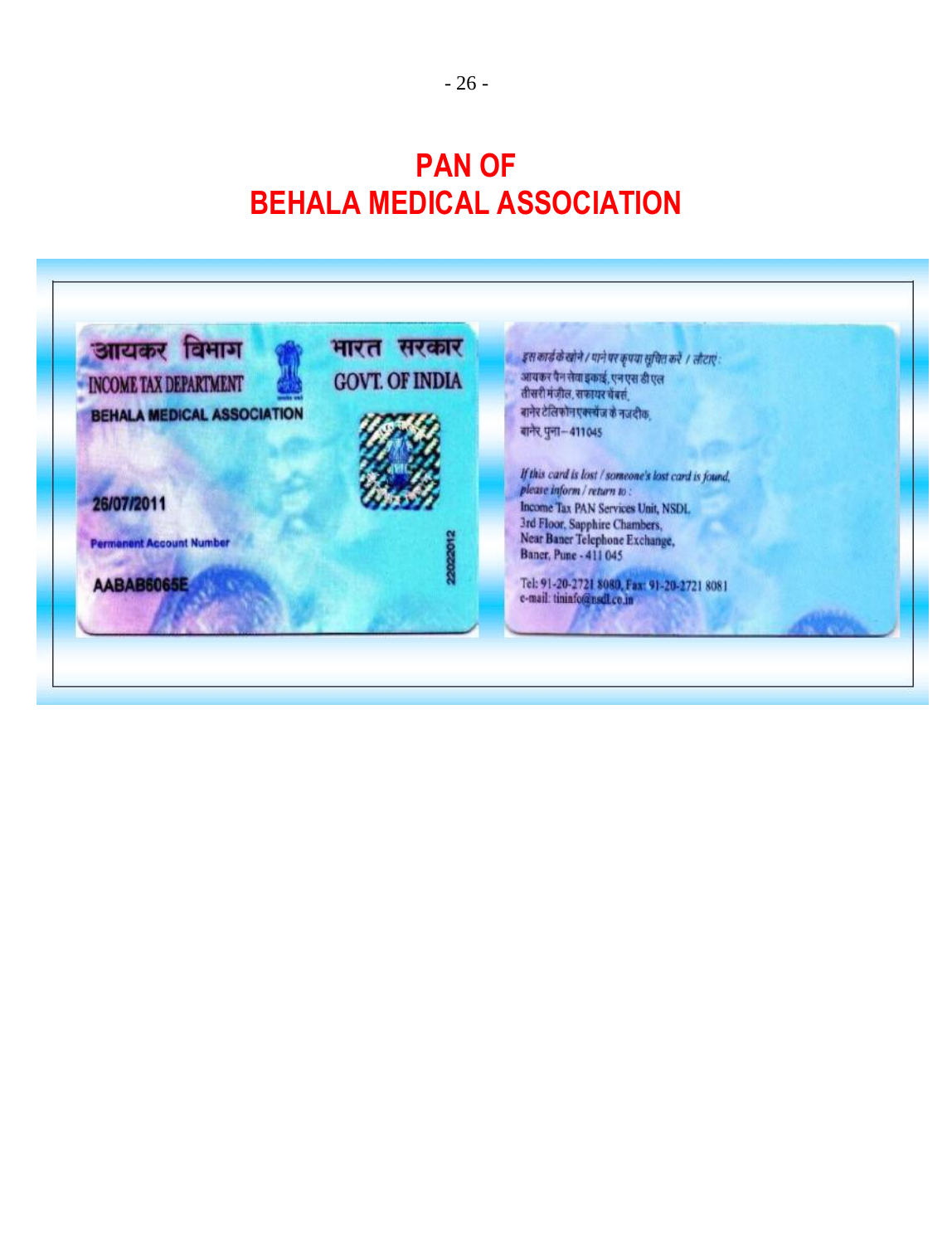# PAN OF
# BEHALA MEDICAL ASSOCIATION

आयकर विभाग
INCOME TAX DEPARTMENT

भारत सरकार
GOVT. OF INDIA

BEHALA MEDICAL ASSOCIATION

26/07/2011

Permanent Account Number

AABAB6065E

22022012

इस कार्ड के खोने / पाने पर कृपया सूचित करें / लौटाएं :
आयकर पैन सेवा इकाई, एन एस डी एल
तीसरी मंज़ील, सफायर चेंबर्स,
बानेर टेलिफोन एक्सचेंज के नजदीक,
बानेर, पुना – 411045

*If this card is lost / someone's lost card is found, please inform / return to :*
Income Tax PAN Services Unit, NSDL
3rd Floor, Sapphire Chambers,
Near Baner Telephone Exchange,
Baner, Pune - 411 045

Tel: 91-20-2721 8080, Fax: 91-20-2721 8081
e-mail: tininfo@nsdl.co.in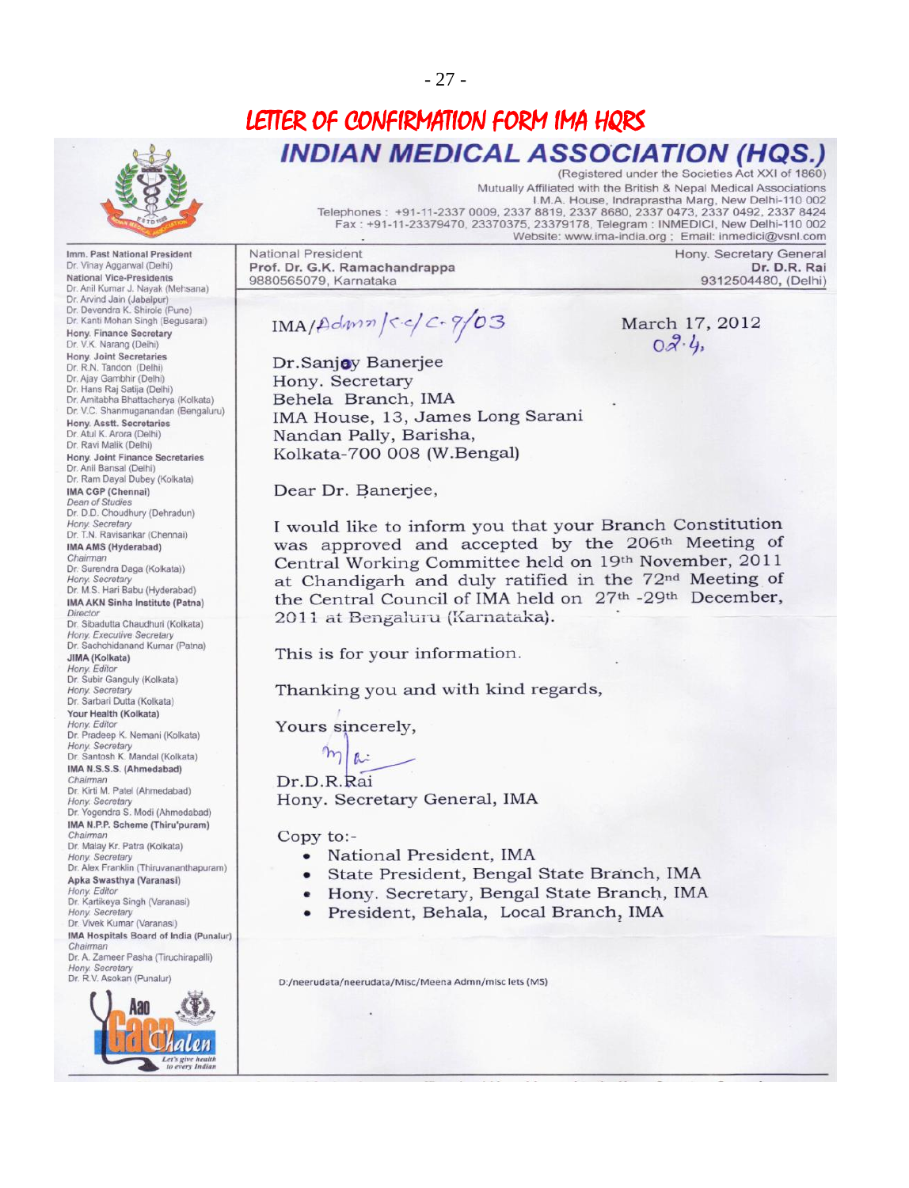# LETTER OF CONFIRMATION FORM IMA HQRS

## INDIAN MEDICAL ASSOCIATION (HQS.)

(Registered under the Societies Act XXI of 1860)
Mutually Affiliated with the British & Nepal Medical Associations
I.M.A. House, Indraprastha Marg, New Delhi-110 002
Telephones : +91-11-2337 0009, 2337 8819, 2337 8680, 2337 0473, 2337 0492, 2337 8424
Fax : +91-11-23379470, 23370375, 23379178, Telegram : INMEDICI, New Delhi-110 002
Website: www.ima-india.org ; Email: inmedici@vsnl.com

National President
**Prof. Dr. G.K. Ramachandrappa**
9880565079, Karnataka

Hony. Secretary General
**Dr. D.R. Rai**
9312504480, (Delhi)

**Imm. Past National President**
Dr. Vinay Aggarwal (Delhi)
**National Vice-Presidents**
Dr. Anil Kumar J. Nayak (Mehsana)
Dr. Arvind Jain (Jabalpur)
Dr. Devendra K. Shirole (Pune)
Dr. Kanti Mohan Singh (Begusarai)
**Hony. Finance Secretary**
Dr. V.K. Narang (Delhi)
**Hony. Joint Secretaries**
Dr. R.N. Tandon (Delhi)
Dr. Ajay Gambhir (Delhi)
Dr. Hans Raj Satija (Delhi)
Dr. Amitabha Bhattacharya (Kolkata)
Dr. V.C. Shanmuganandan (Bengaluru)
**Hony. Asstt. Secretaries**
Dr. Atul K. Arora (Delhi)
Dr. Ravi Malik (Delhi)
**Hony. Joint Finance Secretaries**
Dr. Anil Bansal (Delhi)
Dr. Ram Dayal Dubey (Kolkata)
**IMA CGP (Chennai)**
*Dean of Studies*
Dr. D.D. Choudhury (Dehradun)
*Hony. Secretary*
Dr. T.N. Ravisankar (Chennai)
**IMA AMS (Hyderabad)**
*Chairman*
Dr. Surendra Dega (Kolkata)
*Hony. Secretary*
Dr. M.S. Hari Babu (Hyderabad)
**IMA AKN Sinha Institute (Patna)**
*Director*
Dr. Sibadutta Chaudhuri (Kolkata)
*Hony. Executive Secretary*
Dr. Sachchidanand Kumar (Patna)
**JIMA (Kolkata)**
*Hony. Editor*
Dr. Subir Ganguly (Kolkata)
*Hony. Secretary*
Dr. Sarbari Dutta (Kolkata)
**Your Health (Kolkata)**
*Hony. Editor*
Dr. Pradeep K. Nemani (Kolkata)
*Hony. Secretary*
Dr. Santosh K. Mandal (Kolkata)
**IMA N.S.S.S. (Ahmedabad)**
*Chairman*
Dr. Kirti M. Patel (Ahmedabad)
*Hony. Secretary*
Dr. Yogendra S. Modi (Ahmedabad)
**IMA N.P.P. Scheme (Thiru'puram)**
*Chairman*
Dr. Malay Kr. Patra (Kolkata)
*Hony. Secretary*
Dr. Alex Franklin (Thiruvananthapuram)
**Apka Swasthya (Varanasi)**
*Hony. Editor*
Dr. Kartikeya Singh (Varanasi)
*Hony. Secretary*
Dr. Vivek Kumar (Varanasi)
**IMA Hospitals Board of India (Punalur)**
*Chairman*
Dr. A. Zameer Pasha (Tiruchirapalli)
*Hony. Secretary*
Dr. R.V. Asokan (Punalur)

Aao Gaon Chalen — Let's give health to every Indian

IMA/Admn/K-c/C-9/03

March 17, 2012
02.4.

Dr.Sanjay Banerjee
Hony. Secretary
Behela Branch, IMA
IMA House, 13, James Long Sarani
Nandan Pally, Barisha,
Kolkata-700 008 (W.Bengal)

Dear Dr. Banerjee,

I would like to inform you that your Branch Constitution was approved and accepted by the 206th Meeting of Central Working Committee held on 19th November, 2011 at Chandigarh and duly ratified in the 72nd Meeting of the Central Council of IMA held on 27th -29th December, 2011 at Bengaluru (Karnataka).

This is for your information.

Thanking you and with kind regards,

Yours sincerely,

Dr.D.R.Rai
Hony. Secretary General, IMA

Copy to:-

- National President, IMA
- State President, Bengal State Branch, IMA
- Hony. Secretary, Bengal State Branch, IMA
- President, Behala, Local Branch, IMA

D:/neerudata/neerudata/Misc/Meena Admn/misc lets (MS)